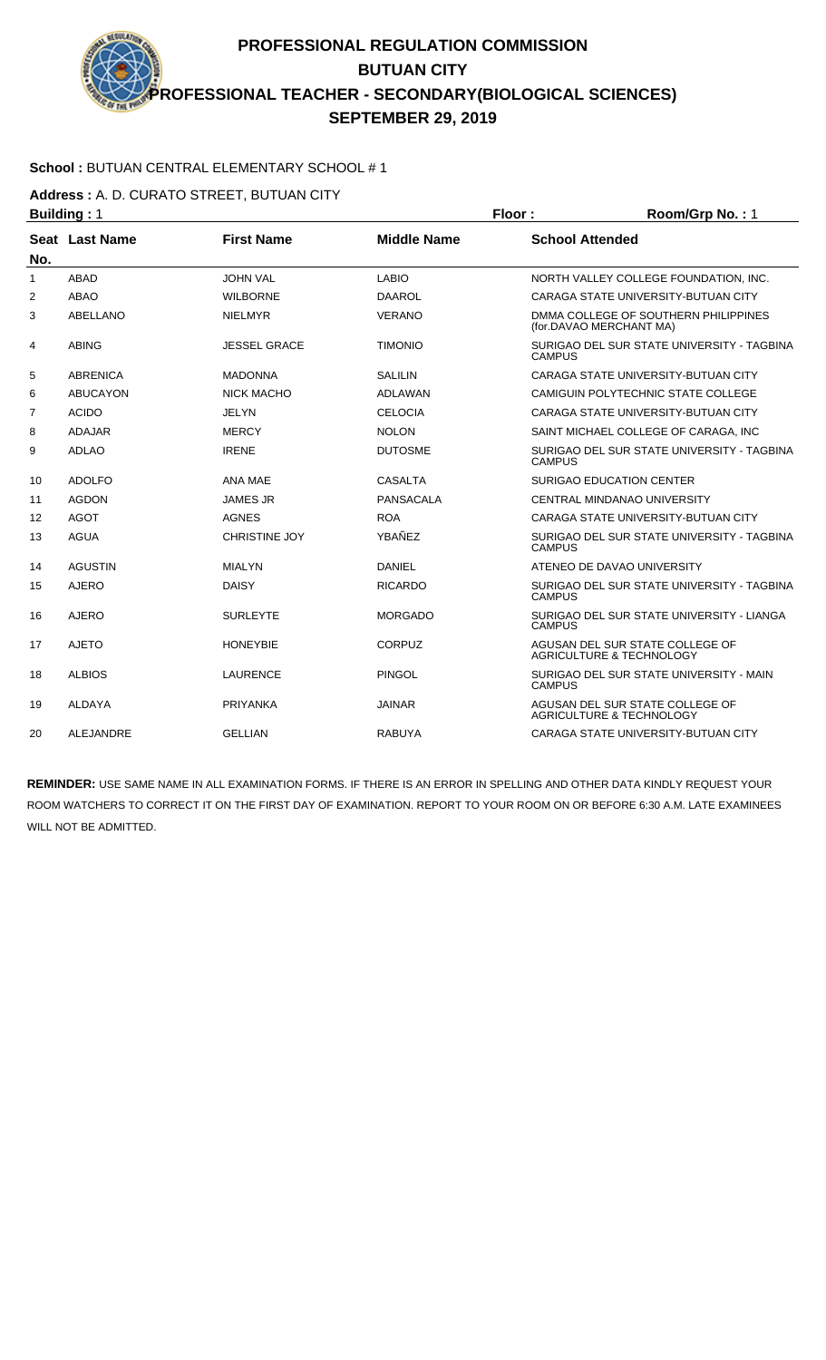# PROFESSIONAL REGULATION COMMISSION
## BUTUAN CITY
## PROFESSIONAL TEACHER - SECONDARY(BIOLOGICAL SCIENCES)
## SEPTEMBER 29, 2019

**School :** BUTUAN CENTRAL ELEMENTARY SCHOOL # 1

**Address :** A. D. CURATO STREET, BUTUAN CITY

**Building :** 1 **Floor :** **Room/Grp No. :** 1

| Seat No. | Last Name | First Name | Middle Name | School Attended |
|---|---|---|---|---|
| 1 | ABAD | JOHN VAL | LABIO | NORTH VALLEY COLLEGE FOUNDATION, INC. |
| 2 | ABAO | WILBORNE | DAAROL | CARAGA STATE UNIVERSITY-BUTUAN CITY |
| 3 | ABELLANO | NIELMYR | VERANO | DMMA COLLEGE OF SOUTHERN PHILIPPINES (for.DAVAO MERCHANT MA) |
| 4 | ABING | JESSEL GRACE | TIMONIO | SURIGAO DEL SUR STATE UNIVERSITY - TAGBINA CAMPUS |
| 5 | ABRENICA | MADONNA | SALILIN | CARAGA STATE UNIVERSITY-BUTUAN CITY |
| 6 | ABUCAYON | NICK MACHO | ADLAWAN | CAMIGUIN POLYTECHNIC STATE COLLEGE |
| 7 | ACIDO | JELYN | CELOCIA | CARAGA STATE UNIVERSITY-BUTUAN CITY |
| 8 | ADAJAR | MERCY | NOLON | SAINT MICHAEL COLLEGE OF CARAGA, INC |
| 9 | ADLAO | IRENE | DUTOSME | SURIGAO DEL SUR STATE UNIVERSITY - TAGBINA CAMPUS |
| 10 | ADOLFO | ANA MAE | CASALTA | SURIGAO EDUCATION CENTER |
| 11 | AGDON | JAMES JR | PANSACALA | CENTRAL MINDANAO UNIVERSITY |
| 12 | AGOT | AGNES | ROA | CARAGA STATE UNIVERSITY-BUTUAN CITY |
| 13 | AGUA | CHRISTINE JOY | YBAÑEZ | SURIGAO DEL SUR STATE UNIVERSITY - TAGBINA CAMPUS |
| 14 | AGUSTIN | MIALYN | DANIEL | ATENEO DE DAVAO UNIVERSITY |
| 15 | AJERO | DAISY | RICARDO | SURIGAO DEL SUR STATE UNIVERSITY - TAGBINA CAMPUS |
| 16 | AJERO | SURLEYTE | MORGADO | SURIGAO DEL SUR STATE UNIVERSITY - LIANGA CAMPUS |
| 17 | AJETO | HONEYBIE | CORPUZ | AGUSAN DEL SUR STATE COLLEGE OF AGRICULTURE & TECHNOLOGY |
| 18 | ALBIOS | LAURENCE | PINGOL | SURIGAO DEL SUR STATE UNIVERSITY - MAIN CAMPUS |
| 19 | ALDAYA | PRIYANKA | JAINAR | AGUSAN DEL SUR STATE COLLEGE OF AGRICULTURE & TECHNOLOGY |
| 20 | ALEJANDRE | GELLIAN | RABUYA | CARAGA STATE UNIVERSITY-BUTUAN CITY |

**REMINDER:** USE SAME NAME IN ALL EXAMINATION FORMS. IF THERE IS AN ERROR IN SPELLING AND OTHER DATA KINDLY REQUEST YOUR ROOM WATCHERS TO CORRECT IT ON THE FIRST DAY OF EXAMINATION. REPORT TO YOUR ROOM ON OR BEFORE 6:30 A.M. LATE EXAMINEES WILL NOT BE ADMITTED.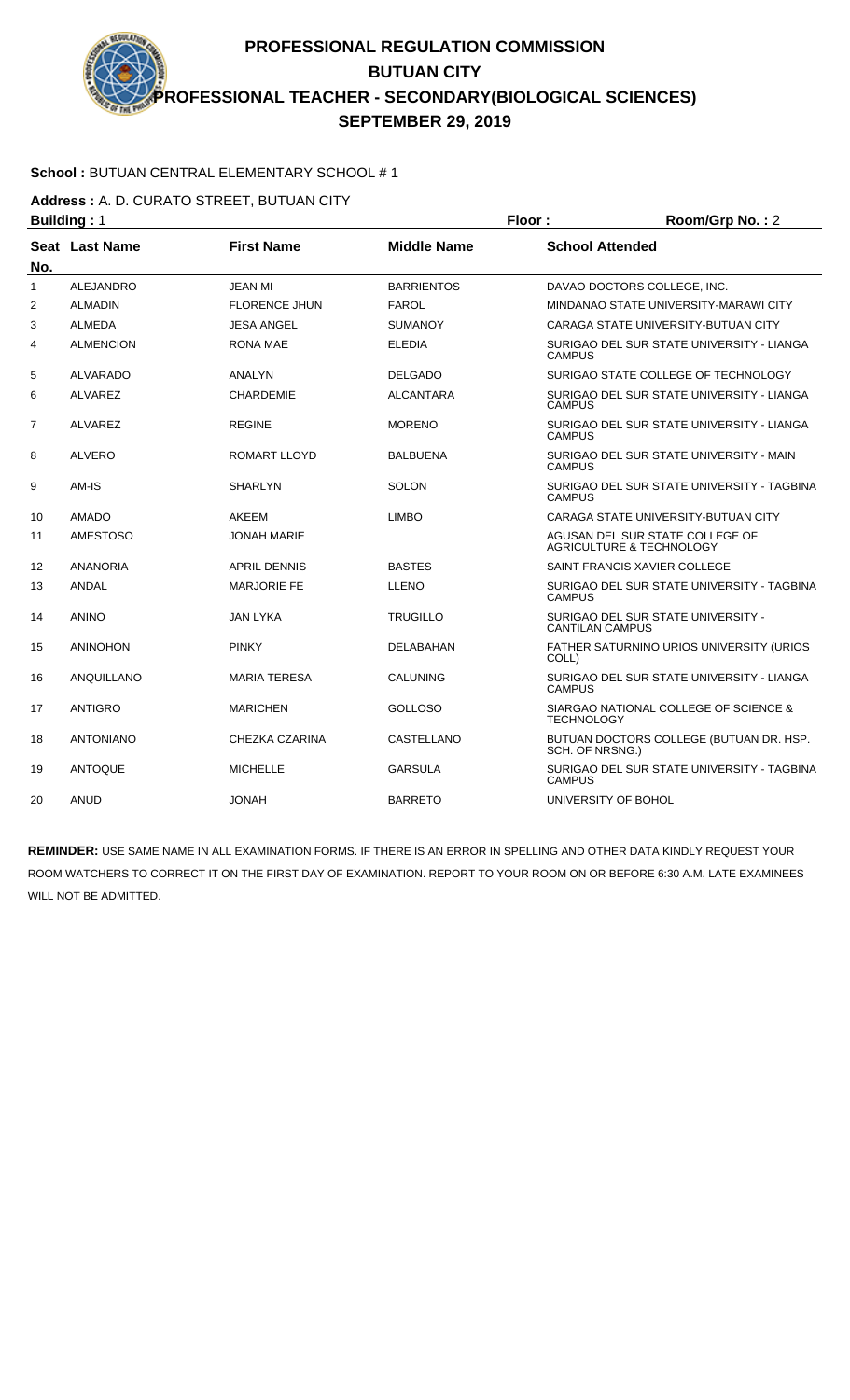# PROFESSIONAL REGULATION COMMISSION
## BUTUAN CITY
## PROFESSIONAL TEACHER - SECONDARY(BIOLOGICAL SCIENCES)
## SEPTEMBER 29, 2019

**School :** BUTUAN CENTRAL ELEMENTARY SCHOOL # 1

**Address :** A. D. CURATO STREET, BUTUAN CITY

**Building :** 1 **Floor :** **Room/Grp No. :** 2

| Seat No. | Last Name | First Name | Middle Name | School Attended |
|---|---|---|---|---|
| 1 | ALEJANDRO | JEAN MI | BARRIENTOS | DAVAO DOCTORS COLLEGE, INC. |
| 2 | ALMADIN | FLORENCE JHUN | FAROL | MINDANAO STATE UNIVERSITY-MARAWI CITY |
| 3 | ALMEDA | JESA ANGEL | SUMANOY | CARAGA STATE UNIVERSITY-BUTUAN CITY |
| 4 | ALMENCION | RONA MAE | ELEDIA | SURIGAO DEL SUR STATE UNIVERSITY - LIANGA CAMPUS |
| 5 | ALVARADO | ANALYN | DELGADO | SURIGAO STATE COLLEGE OF TECHNOLOGY |
| 6 | ALVAREZ | CHARDEMIE | ALCANTARA | SURIGAO DEL SUR STATE UNIVERSITY - LIANGA CAMPUS |
| 7 | ALVAREZ | REGINE | MORENO | SURIGAO DEL SUR STATE UNIVERSITY - LIANGA CAMPUS |
| 8 | ALVERO | ROMART LLOYD | BALBUENA | SURIGAO DEL SUR STATE UNIVERSITY - MAIN CAMPUS |
| 9 | AM-IS | SHARLYN | SOLON | SURIGAO DEL SUR STATE UNIVERSITY - TAGBINA CAMPUS |
| 10 | AMADO | AKEEM | LIMBO | CARAGA STATE UNIVERSITY-BUTUAN CITY |
| 11 | AMESTOSO | JONAH MARIE | | AGUSAN DEL SUR STATE COLLEGE OF AGRICULTURE & TECHNOLOGY |
| 12 | ANANORIA | APRIL DENNIS | BASTES | SAINT FRANCIS XAVIER COLLEGE |
| 13 | ANDAL | MARJORIE FE | LLENO | SURIGAO DEL SUR STATE UNIVERSITY - TAGBINA CAMPUS |
| 14 | ANINO | JAN LYKA | TRUGILLO | SURIGAO DEL SUR STATE UNIVERSITY - CANTILAN CAMPUS |
| 15 | ANINOHON | PINKY | DELABAHAN | FATHER SATURNINO URIOS UNIVERSITY (URIOS COLL) |
| 16 | ANQUILLANO | MARIA TERESA | CALUNING | SURIGAO DEL SUR STATE UNIVERSITY - LIANGA CAMPUS |
| 17 | ANTIGRO | MARICHEN | GOLLOSO | SIARGAO NATIONAL COLLEGE OF SCIENCE & TECHNOLOGY |
| 18 | ANTONIANO | CHEZKA CZARINA | CASTELLANO | BUTUAN DOCTORS COLLEGE (BUTUAN DR. HSP. SCH. OF NRSNG.) |
| 19 | ANTOQUE | MICHELLE | GARSULA | SURIGAO DEL SUR STATE UNIVERSITY - TAGBINA CAMPUS |
| 20 | ANUD | JONAH | BARRETO | UNIVERSITY OF BOHOL |

**REMINDER:** USE SAME NAME IN ALL EXAMINATION FORMS. IF THERE IS AN ERROR IN SPELLING AND OTHER DATA KINDLY REQUEST YOUR ROOM WATCHERS TO CORRECT IT ON THE FIRST DAY OF EXAMINATION. REPORT TO YOUR ROOM ON OR BEFORE 6:30 A.M. LATE EXAMINEES WILL NOT BE ADMITTED.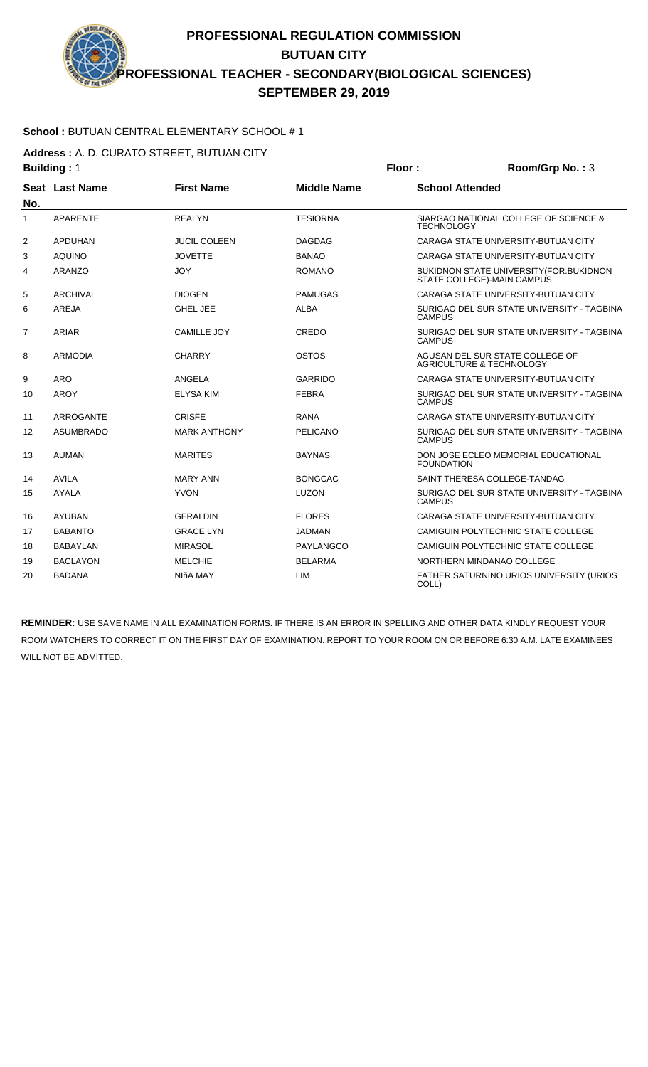# PROFESSIONAL REGULATION COMMISSION
## BUTUAN CITY
## PROFESSIONAL TEACHER - SECONDARY(BIOLOGICAL SCIENCES)
## SEPTEMBER 29, 2019

**School :** BUTUAN CENTRAL ELEMENTARY SCHOOL # 1

**Address :** A. D. CURATO STREET, BUTUAN CITY

**Building :** 1 **Floor :** **Room/Grp No. :** 3

| Seat No. | Last Name | First Name | Middle Name | School Attended |
|---|---|---|---|---|
| 1 | APARENTE | REALYN | TESIORNA | SIARGAO NATIONAL COLLEGE OF SCIENCE & TECHNOLOGY |
| 2 | APDUHAN | JUCIL COLEEN | DAGDAG | CARAGA STATE UNIVERSITY-BUTUAN CITY |
| 3 | AQUINO | JOVETTE | BANAO | CARAGA STATE UNIVERSITY-BUTUAN CITY |
| 4 | ARANZO | JOY | ROMANO | BUKIDNON STATE UNIVERSITY(FOR.BUKIDNON STATE COLLEGE)-MAIN CAMPUS |
| 5 | ARCHIVAL | DIOGEN | PAMUGAS | CARAGA STATE UNIVERSITY-BUTUAN CITY |
| 6 | AREJA | GHEL JEE | ALBA | SURIGAO DEL SUR STATE UNIVERSITY - TAGBINA CAMPUS |
| 7 | ARIAR | CAMILLE JOY | CREDO | SURIGAO DEL SUR STATE UNIVERSITY - TAGBINA CAMPUS |
| 8 | ARMODIA | CHARRY | OSTOS | AGUSAN DEL SUR STATE COLLEGE OF AGRICULTURE & TECHNOLOGY |
| 9 | ARO | ANGELA | GARRIDO | CARAGA STATE UNIVERSITY-BUTUAN CITY |
| 10 | AROY | ELYSA KIM | FEBRA | SURIGAO DEL SUR STATE UNIVERSITY - TAGBINA CAMPUS |
| 11 | ARROGANTE | CRISFE | RANA | CARAGA STATE UNIVERSITY-BUTUAN CITY |
| 12 | ASUMBRADO | MARK ANTHONY | PELICANO | SURIGAO DEL SUR STATE UNIVERSITY - TAGBINA CAMPUS |
| 13 | AUMAN | MARITES | BAYNAS | DON JOSE ECLEO MEMORIAL EDUCATIONAL FOUNDATION |
| 14 | AVILA | MARY ANN | BONGCAC | SAINT THERESA COLLEGE-TANDAG |
| 15 | AYALA | YVON | LUZON | SURIGAO DEL SUR STATE UNIVERSITY - TAGBINA CAMPUS |
| 16 | AYUBAN | GERALDIN | FLORES | CARAGA STATE UNIVERSITY-BUTUAN CITY |
| 17 | BABANTO | GRACE LYN | JADMAN | CAMIGUIN POLYTECHNIC STATE COLLEGE |
| 18 | BABAYLAN | MIRASOL | PAYLANGCO | CAMIGUIN POLYTECHNIC STATE COLLEGE |
| 19 | BACLAYON | MELCHIE | BELARMA | NORTHERN MINDANAO COLLEGE |
| 20 | BADANA | NIñA MAY | LIM | FATHER SATURNINO URIOS UNIVERSITY (URIOS COLL) |

**REMINDER:** USE SAME NAME IN ALL EXAMINATION FORMS. IF THERE IS AN ERROR IN SPELLING AND OTHER DATA KINDLY REQUEST YOUR ROOM WATCHERS TO CORRECT IT ON THE FIRST DAY OF EXAMINATION. REPORT TO YOUR ROOM ON OR BEFORE 6:30 A.M. LATE EXAMINEES WILL NOT BE ADMITTED.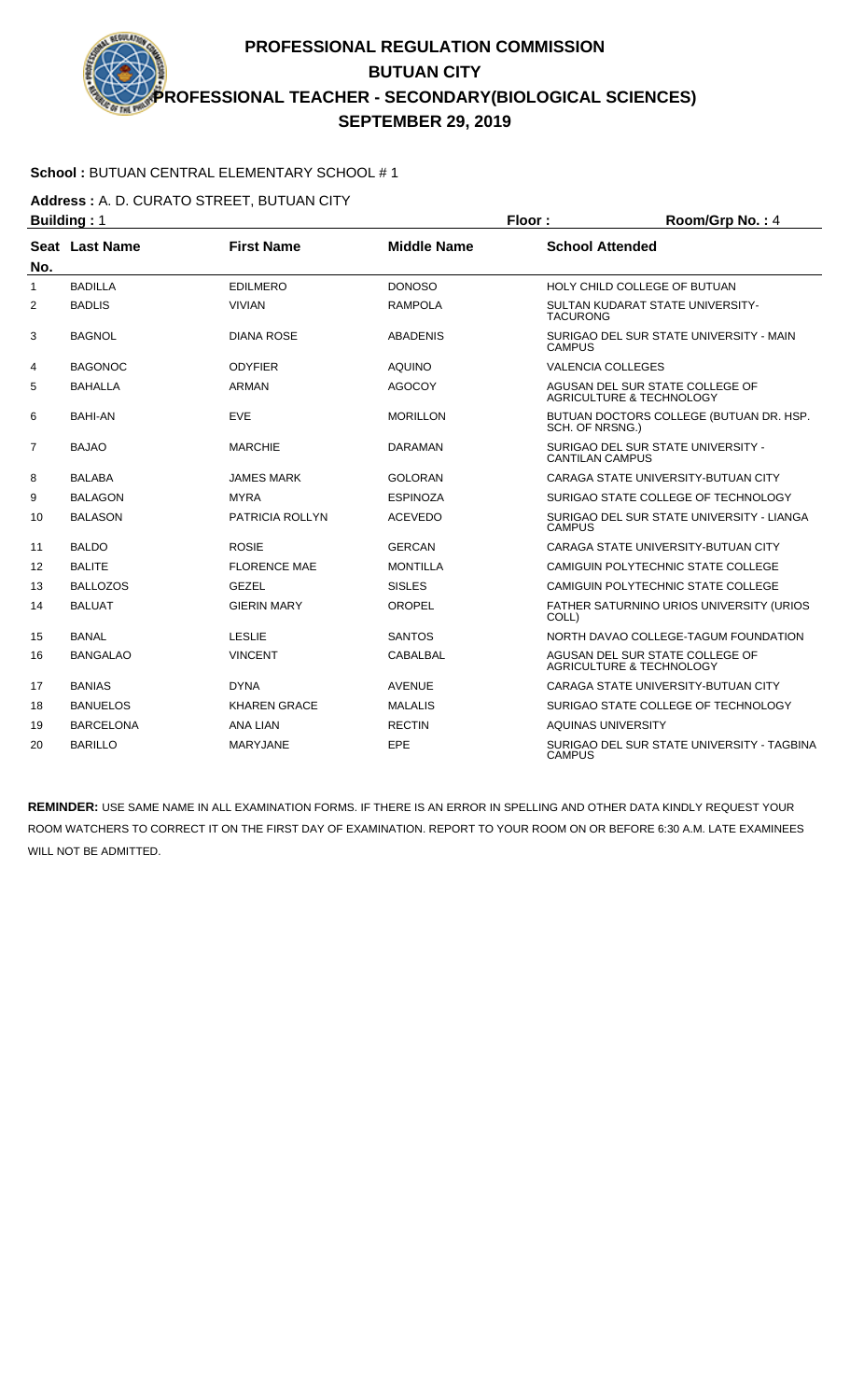# PROFESSIONAL REGULATION COMMISSION
## BUTUAN CITY
## PROFESSIONAL TEACHER - SECONDARY(BIOLOGICAL SCIENCES)
## SEPTEMBER 29, 2019

**School :** BUTUAN CENTRAL ELEMENTARY SCHOOL # 1

**Address :** A. D. CURATO STREET, BUTUAN CITY

**Building :** 1 **Floor :** **Room/Grp No. :** 4

| Seat No. | Last Name | First Name | Middle Name | School Attended |
|---|---|---|---|---|
| 1 | BADILLA | EDILMERO | DONOSO | HOLY CHILD COLLEGE OF BUTUAN |
| 2 | BADLIS | VIVIAN | RAMPOLA | SULTAN KUDARAT STATE UNIVERSITY-TACURONG |
| 3 | BAGNOL | DIANA ROSE | ABADENIS | SURIGAO DEL SUR STATE UNIVERSITY - MAIN CAMPUS |
| 4 | BAGONOC | ODYFIER | AQUINO | VALENCIA COLLEGES |
| 5 | BAHALLA | ARMAN | AGOCOY | AGUSAN DEL SUR STATE COLLEGE OF AGRICULTURE & TECHNOLOGY |
| 6 | BAHI-AN | EVE | MORILLON | BUTUAN DOCTORS COLLEGE (BUTUAN DR. HSP. SCH. OF NRSNG.) |
| 7 | BAJAO | MARCHIE | DARAMAN | SURIGAO DEL SUR STATE UNIVERSITY - CANTILAN CAMPUS |
| 8 | BALABA | JAMES MARK | GOLORAN | CARAGA STATE UNIVERSITY-BUTUAN CITY |
| 9 | BALAGON | MYRA | ESPINOZA | SURIGAO STATE COLLEGE OF TECHNOLOGY |
| 10 | BALASON | PATRICIA ROLLYN | ACEVEDO | SURIGAO DEL SUR STATE UNIVERSITY - LIANGA CAMPUS |
| 11 | BALDO | ROSIE | GERCAN | CARAGA STATE UNIVERSITY-BUTUAN CITY |
| 12 | BALITE | FLORENCE MAE | MONTILLA | CAMIGUIN POLYTECHNIC STATE COLLEGE |
| 13 | BALLOZOS | GEZEL | SISLES | CAMIGUIN POLYTECHNIC STATE COLLEGE |
| 14 | BALUAT | GIERIN MARY | OROPEL | FATHER SATURNINO URIOS UNIVERSITY (URIOS COLL) |
| 15 | BANAL | LESLIE | SANTOS | NORTH DAVAO COLLEGE-TAGUM FOUNDATION |
| 16 | BANGALAO | VINCENT | CABALBAL | AGUSAN DEL SUR STATE COLLEGE OF AGRICULTURE & TECHNOLOGY |
| 17 | BANIAS | DYNA | AVENUE | CARAGA STATE UNIVERSITY-BUTUAN CITY |
| 18 | BANUELOS | KHAREN GRACE | MALALIS | SURIGAO STATE COLLEGE OF TECHNOLOGY |
| 19 | BARCELONA | ANA LIAN | RECTIN | AQUINAS UNIVERSITY |
| 20 | BARILLO | MARYJANE | EPE | SURIGAO DEL SUR STATE UNIVERSITY - TAGBINA CAMPUS |

**REMINDER:** USE SAME NAME IN ALL EXAMINATION FORMS. IF THERE IS AN ERROR IN SPELLING AND OTHER DATA KINDLY REQUEST YOUR ROOM WATCHERS TO CORRECT IT ON THE FIRST DAY OF EXAMINATION. REPORT TO YOUR ROOM ON OR BEFORE 6:30 A.M. LATE EXAMINEES WILL NOT BE ADMITTED.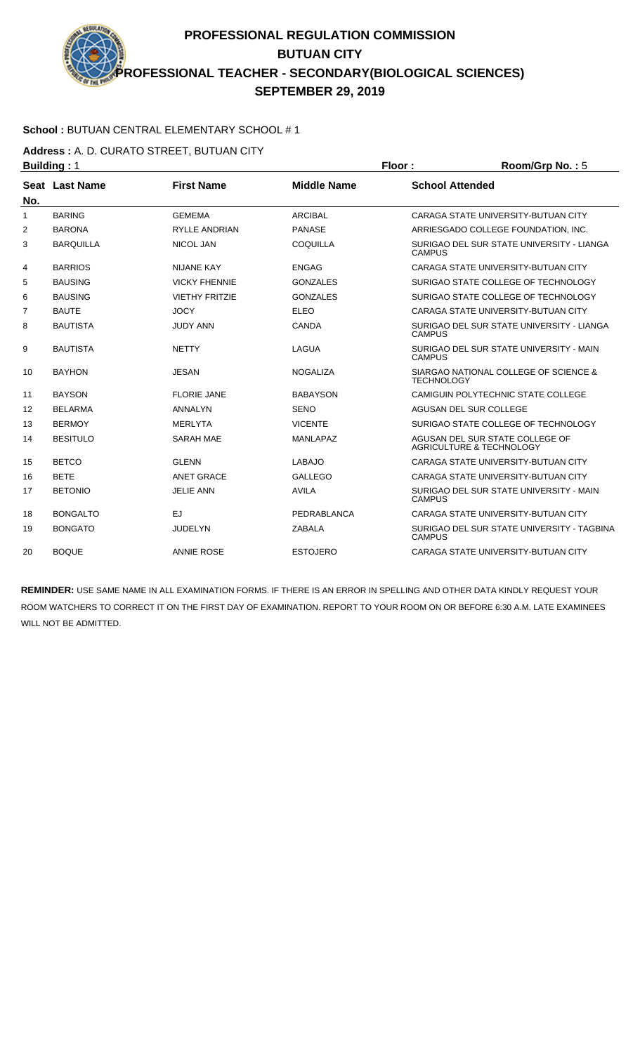# PROFESSIONAL REGULATION COMMISSION
## BUTUAN CITY
## PROFESSIONAL TEACHER - SECONDARY(BIOLOGICAL SCIENCES)
## SEPTEMBER 29, 2019

**School :** BUTUAN CENTRAL ELEMENTARY SCHOOL # 1

**Address :** A. D. CURATO STREET, BUTUAN CITY

**Building :** 1 **Floor :** **Room/Grp No. :** 5

| Seat No. | Last Name | First Name | Middle Name | School Attended |
|---|---|---|---|---|
| 1 | BARING | GEMEMA | ARCIBAL | CARAGA STATE UNIVERSITY-BUTUAN CITY |
| 2 | BARONA | RYLLE ANDRIAN | PANASE | ARRIESGADO COLLEGE FOUNDATION, INC. |
| 3 | BARQUILLA | NICOL JAN | COQUILLA | SURIGAO DEL SUR STATE UNIVERSITY - LIANGA CAMPUS |
| 4 | BARRIOS | NIJANE KAY | ENGAG | CARAGA STATE UNIVERSITY-BUTUAN CITY |
| 5 | BAUSING | VICKY FHENNIE | GONZALES | SURIGAO STATE COLLEGE OF TECHNOLOGY |
| 6 | BAUSING | VIETHY FRITZIE | GONZALES | SURIGAO STATE COLLEGE OF TECHNOLOGY |
| 7 | BAUTE | JOCY | ELEO | CARAGA STATE UNIVERSITY-BUTUAN CITY |
| 8 | BAUTISTA | JUDY ANN | CANDA | SURIGAO DEL SUR STATE UNIVERSITY - LIANGA CAMPUS |
| 9 | BAUTISTA | NETTY | LAGUA | SURIGAO DEL SUR STATE UNIVERSITY - MAIN CAMPUS |
| 10 | BAYHON | JESAN | NOGALIZA | SIARGAO NATIONAL COLLEGE OF SCIENCE & TECHNOLOGY |
| 11 | BAYSON | FLORIE JANE | BABAYSON | CAMIGUIN POLYTECHNIC STATE COLLEGE |
| 12 | BELARMA | ANNALYN | SENO | AGUSAN DEL SUR COLLEGE |
| 13 | BERMOY | MERLYTA | VICENTE | SURIGAO STATE COLLEGE OF TECHNOLOGY |
| 14 | BESITULO | SARAH MAE | MANLAPAZ | AGUSAN DEL SUR STATE COLLEGE OF AGRICULTURE & TECHNOLOGY |
| 15 | BETCO | GLENN | LABAJO | CARAGA STATE UNIVERSITY-BUTUAN CITY |
| 16 | BETE | ANET GRACE | GALLEGO | CARAGA STATE UNIVERSITY-BUTUAN CITY |
| 17 | BETONIO | JELIE ANN | AVILA | SURIGAO DEL SUR STATE UNIVERSITY - MAIN CAMPUS |
| 18 | BONGALTO | EJ | PEDRABLANCA | CARAGA STATE UNIVERSITY-BUTUAN CITY |
| 19 | BONGATO | JUDELYN | ZABALA | SURIGAO DEL SUR STATE UNIVERSITY - TAGBINA CAMPUS |
| 20 | BOQUE | ANNIE ROSE | ESTOJERO | CARAGA STATE UNIVERSITY-BUTUAN CITY |

**REMINDER:** USE SAME NAME IN ALL EXAMINATION FORMS. IF THERE IS AN ERROR IN SPELLING AND OTHER DATA KINDLY REQUEST YOUR ROOM WATCHERS TO CORRECT IT ON THE FIRST DAY OF EXAMINATION. REPORT TO YOUR ROOM ON OR BEFORE 6:30 A.M. LATE EXAMINEES WILL NOT BE ADMITTED.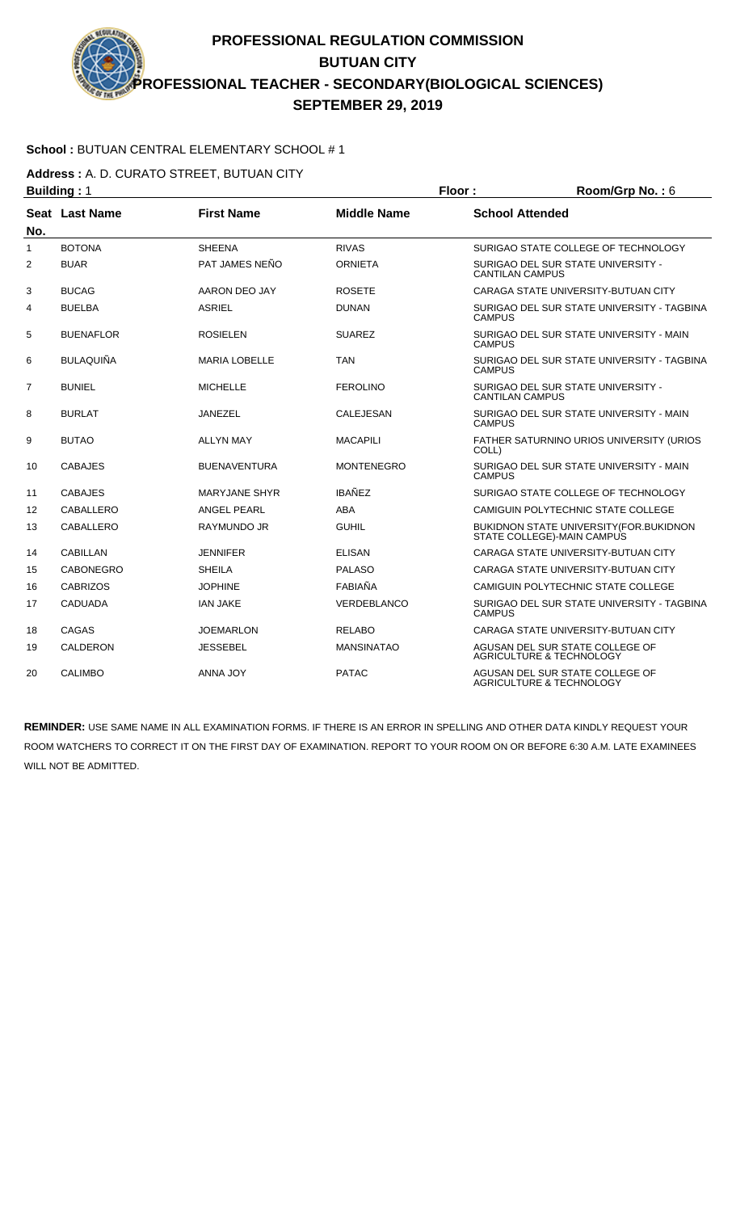# PROFESSIONAL REGULATION COMMISSION
## BUTUAN CITY
## PROFESSIONAL TEACHER - SECONDARY(BIOLOGICAL SCIENCES)
## SEPTEMBER 29, 2019

**School :** BUTUAN CENTRAL ELEMENTARY SCHOOL # 1

**Address :** A. D. CURATO STREET, BUTUAN CITY

**Building :** 1 **Floor :** **Room/Grp No. :** 6

| Seat No. | Last Name | First Name | Middle Name | School Attended |
|---|---|---|---|---|
| 1 | BOTONA | SHEENA | RIVAS | SURIGAO STATE COLLEGE OF TECHNOLOGY |
| 2 | BUAR | PAT JAMES NEÑO | ORNIETA | SURIGAO DEL SUR STATE UNIVERSITY - CANTILAN CAMPUS |
| 3 | BUCAG | AARON DEO JAY | ROSETE | CARAGA STATE UNIVERSITY-BUTUAN CITY |
| 4 | BUELBA | ASRIEL | DUNAN | SURIGAO DEL SUR STATE UNIVERSITY - TAGBINA CAMPUS |
| 5 | BUENAFLOR | ROSIELEN | SUAREZ | SURIGAO DEL SUR STATE UNIVERSITY - MAIN CAMPUS |
| 6 | BULAQUIÑA | MARIA LOBELLE | TAN | SURIGAO DEL SUR STATE UNIVERSITY - TAGBINA CAMPUS |
| 7 | BUNIEL | MICHELLE | FEROLINO | SURIGAO DEL SUR STATE UNIVERSITY - CANTILAN CAMPUS |
| 8 | BURLAT | JANEZEL | CALEJESAN | SURIGAO DEL SUR STATE UNIVERSITY - MAIN CAMPUS |
| 9 | BUTAO | ALLYN MAY | MACAPILI | FATHER SATURNINO URIOS UNIVERSITY (URIOS COLL) |
| 10 | CABAJES | BUENAVENTURA | MONTENEGRO | SURIGAO DEL SUR STATE UNIVERSITY - MAIN CAMPUS |
| 11 | CABAJES | MARYJANE SHYR | IBAÑEZ | SURIGAO STATE COLLEGE OF TECHNOLOGY |
| 12 | CABALLERO | ANGEL PEARL | ABA | CAMIGUIN POLYTECHNIC STATE COLLEGE |
| 13 | CABALLERO | RAYMUNDO JR | GUHIL | BUKIDNON STATE UNIVERSITY(FOR.BUKIDNON STATE COLLEGE)-MAIN CAMPUS |
| 14 | CABILLAN | JENNIFER | ELISAN | CARAGA STATE UNIVERSITY-BUTUAN CITY |
| 15 | CABONEGRO | SHEILA | PALASO | CARAGA STATE UNIVERSITY-BUTUAN CITY |
| 16 | CABRIZOS | JOPHINE | FABIAÑA | CAMIGUIN POLYTECHNIC STATE COLLEGE |
| 17 | CADUADA | IAN JAKE | VERDEBLANCO | SURIGAO DEL SUR STATE UNIVERSITY - TAGBINA CAMPUS |
| 18 | CAGAS | JOEMARLON | RELABO | CARAGA STATE UNIVERSITY-BUTUAN CITY |
| 19 | CALDERON | JESSEBEL | MANSINATAO | AGUSAN DEL SUR STATE COLLEGE OF AGRICULTURE & TECHNOLOGY |
| 20 | CALIMBO | ANNA JOY | PATAC | AGUSAN DEL SUR STATE COLLEGE OF AGRICULTURE & TECHNOLOGY |

**REMINDER:** USE SAME NAME IN ALL EXAMINATION FORMS. IF THERE IS AN ERROR IN SPELLING AND OTHER DATA KINDLY REQUEST YOUR ROOM WATCHERS TO CORRECT IT ON THE FIRST DAY OF EXAMINATION. REPORT TO YOUR ROOM ON OR BEFORE 6:30 A.M. LATE EXAMINEES WILL NOT BE ADMITTED.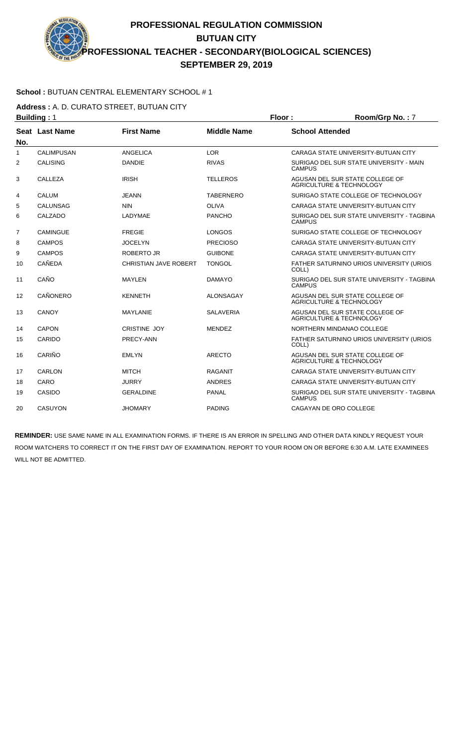# PROFESSIONAL REGULATION COMMISSION
## BUTUAN CITY
## PROFESSIONAL TEACHER - SECONDARY(BIOLOGICAL SCIENCES)
## SEPTEMBER 29, 2019

**School :** BUTUAN CENTRAL ELEMENTARY SCHOOL # 1

**Address :** A. D. CURATO STREET, BUTUAN CITY

**Building :** 1 **Floor :** **Room/Grp No. :** 7

| Seat No. | Last Name | First Name | Middle Name | School Attended |
|---|---|---|---|---|
| 1 | CALIMPUSAN | ANGELICA | LOR | CARAGA STATE UNIVERSITY-BUTUAN CITY |
| 2 | CALISING | DANDIE | RIVAS | SURIGAO DEL SUR STATE UNIVERSITY - MAIN CAMPUS |
| 3 | CALLEZA | IRISH | TELLEROS | AGUSAN DEL SUR STATE COLLEGE OF AGRICULTURE & TECHNOLOGY |
| 4 | CALUM | JEANN | TABERNERO | SURIGAO STATE COLLEGE OF TECHNOLOGY |
| 5 | CALUNSAG | NIN | OLIVA | CARAGA STATE UNIVERSITY-BUTUAN CITY |
| 6 | CALZADO | LADYMAE | PANCHO | SURIGAO DEL SUR STATE UNIVERSITY - TAGBINA CAMPUS |
| 7 | CAMINGUE | FREGIE | LONGOS | SURIGAO STATE COLLEGE OF TECHNOLOGY |
| 8 | CAMPOS | JOCELYN | PRECIOSO | CARAGA STATE UNIVERSITY-BUTUAN CITY |
| 9 | CAMPOS | ROBERTO JR | GUIBONE | CARAGA STATE UNIVERSITY-BUTUAN CITY |
| 10 | CAÑEDA | CHRISTIAN JAVE ROBERT | TONGOL | FATHER SATURNINO URIOS UNIVERSITY (URIOS COLL) |
| 11 | CAÑO | MAYLEN | DAMAYO | SURIGAO DEL SUR STATE UNIVERSITY - TAGBINA CAMPUS |
| 12 | CAÑONERO | KENNETH | ALONSAGAY | AGUSAN DEL SUR STATE COLLEGE OF AGRICULTURE & TECHNOLOGY |
| 13 | CANOY | MAYLANIE | SALAVERIA | AGUSAN DEL SUR STATE COLLEGE OF AGRICULTURE & TECHNOLOGY |
| 14 | CAPON | CRISTINE JOY | MENDEZ | NORTHERN MINDANAO COLLEGE |
| 15 | CARIDO | PRECY-ANN | | FATHER SATURNINO URIOS UNIVERSITY (URIOS COLL) |
| 16 | CARIÑO | EMLYN | ARECTO | AGUSAN DEL SUR STATE COLLEGE OF AGRICULTURE & TECHNOLOGY |
| 17 | CARLON | MITCH | RAGANIT | CARAGA STATE UNIVERSITY-BUTUAN CITY |
| 18 | CARO | JURRY | ANDRES | CARAGA STATE UNIVERSITY-BUTUAN CITY |
| 19 | CASIDO | GERALDINE | PANAL | SURIGAO DEL SUR STATE UNIVERSITY - TAGBINA CAMPUS |
| 20 | CASUYON | JHOMARY | PADING | CAGAYAN DE ORO COLLEGE |

**REMINDER:** USE SAME NAME IN ALL EXAMINATION FORMS. IF THERE IS AN ERROR IN SPELLING AND OTHER DATA KINDLY REQUEST YOUR ROOM WATCHERS TO CORRECT IT ON THE FIRST DAY OF EXAMINATION. REPORT TO YOUR ROOM ON OR BEFORE 6:30 A.M. LATE EXAMINEES WILL NOT BE ADMITTED.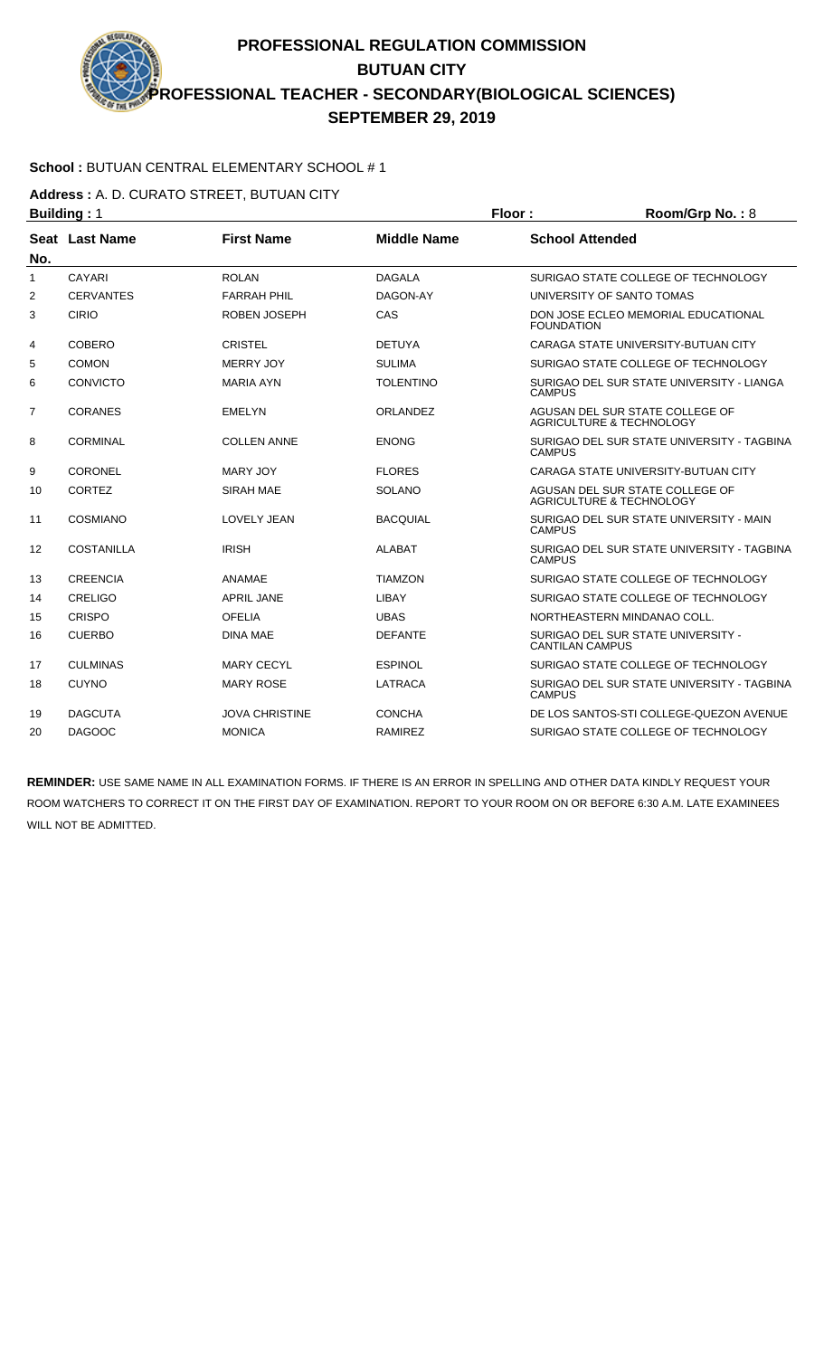# PROFESSIONAL REGULATION COMMISSION
## BUTUAN CITY
## PROFESSIONAL TEACHER - SECONDARY(BIOLOGICAL SCIENCES)
## SEPTEMBER 29, 2019

**School :** BUTUAN CENTRAL ELEMENTARY SCHOOL # 1

**Address :** A. D. CURATO STREET, BUTUAN CITY

**Building :** 1 **Floor :** **Room/Grp No. :** 8

| Seat No. | Last Name | First Name | Middle Name | School Attended |
|---|---|---|---|---|
| 1 | CAYARI | ROLAN | DAGALA | SURIGAO STATE COLLEGE OF TECHNOLOGY |
| 2 | CERVANTES | FARRAH PHIL | DAGON-AY | UNIVERSITY OF SANTO TOMAS |
| 3 | CIRIO | ROBEN JOSEPH | CAS | DON JOSE ECLEO MEMORIAL EDUCATIONAL FOUNDATION |
| 4 | COBERO | CRISTEL | DETUYA | CARAGA STATE UNIVERSITY-BUTUAN CITY |
| 5 | COMON | MERRY JOY | SULIMA | SURIGAO STATE COLLEGE OF TECHNOLOGY |
| 6 | CONVICTO | MARIA AYN | TOLENTINO | SURIGAO DEL SUR STATE UNIVERSITY - LIANGA CAMPUS |
| 7 | CORANES | EMELYN | ORLANDEZ | AGUSAN DEL SUR STATE COLLEGE OF AGRICULTURE & TECHNOLOGY |
| 8 | CORMINAL | COLLEN ANNE | ENONG | SURIGAO DEL SUR STATE UNIVERSITY - TAGBINA CAMPUS |
| 9 | CORONEL | MARY JOY | FLORES | CARAGA STATE UNIVERSITY-BUTUAN CITY |
| 10 | CORTEZ | SIRAH MAE | SOLANO | AGUSAN DEL SUR STATE COLLEGE OF AGRICULTURE & TECHNOLOGY |
| 11 | COSMIANO | LOVELY JEAN | BACQUIAL | SURIGAO DEL SUR STATE UNIVERSITY - MAIN CAMPUS |
| 12 | COSTANILLA | IRISH | ALABAT | SURIGAO DEL SUR STATE UNIVERSITY - TAGBINA CAMPUS |
| 13 | CREENCIA | ANAMAE | TIAMZON | SURIGAO STATE COLLEGE OF TECHNOLOGY |
| 14 | CRELIGO | APRIL JANE | LIBAY | SURIGAO STATE COLLEGE OF TECHNOLOGY |
| 15 | CRISPO | OFELIA | UBAS | NORTHEASTERN MINDANAO COLL. |
| 16 | CUERBO | DINA MAE | DEFANTE | SURIGAO DEL SUR STATE UNIVERSITY - CANTILAN CAMPUS |
| 17 | CULMINAS | MARY CECYL | ESPINOL | SURIGAO STATE COLLEGE OF TECHNOLOGY |
| 18 | CUYNO | MARY ROSE | LATRACA | SURIGAO DEL SUR STATE UNIVERSITY - TAGBINA CAMPUS |
| 19 | DAGCUTA | JOVA CHRISTINE | CONCHA | DE LOS SANTOS-STI COLLEGE-QUEZON AVENUE |
| 20 | DAGOOC | MONICA | RAMIREZ | SURIGAO STATE COLLEGE OF TECHNOLOGY |

**REMINDER:** USE SAME NAME IN ALL EXAMINATION FORMS. IF THERE IS AN ERROR IN SPELLING AND OTHER DATA KINDLY REQUEST YOUR ROOM WATCHERS TO CORRECT IT ON THE FIRST DAY OF EXAMINATION. REPORT TO YOUR ROOM ON OR BEFORE 6:30 A.M. LATE EXAMINEES WILL NOT BE ADMITTED.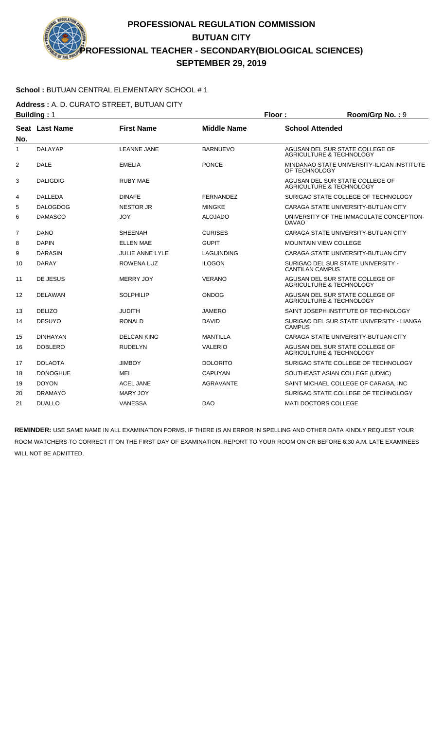# PROFESSIONAL REGULATION COMMISSION
## BUTUAN CITY
## PROFESSIONAL TEACHER - SECONDARY(BIOLOGICAL SCIENCES)
## SEPTEMBER 29, 2019

**School :** BUTUAN CENTRAL ELEMENTARY SCHOOL # 1

**Address :** A. D. CURATO STREET, BUTUAN CITY

**Building :** 1 **Floor :** **Room/Grp No. :** 9

| Seat No. | Last Name | First Name | Middle Name | School Attended |
|---|---|---|---|---|
| 1 | DALAYAP | LEANNE JANE | BARNUEVO | AGUSAN DEL SUR STATE COLLEGE OF AGRICULTURE & TECHNOLOGY |
| 2 | DALE | EMELIA | PONCE | MINDANAO STATE UNIVERSITY-ILIGAN INSTITUTE OF TECHNOLOGY |
| 3 | DALIGDIG | RUBY MAE | | AGUSAN DEL SUR STATE COLLEGE OF AGRICULTURE & TECHNOLOGY |
| 4 | DALLEDA | DINAFE | FERNANDEZ | SURIGAO STATE COLLEGE OF TECHNOLOGY |
| 5 | DALOGDOG | NESTOR JR | MINGKE | CARAGA STATE UNIVERSITY-BUTUAN CITY |
| 6 | DAMASCO | JOY | ALOJADO | UNIVERSITY OF THE IMMACULATE CONCEPTION-DAVAO |
| 7 | DANO | SHEENAH | CURISES | CARAGA STATE UNIVERSITY-BUTUAN CITY |
| 8 | DAPIN | ELLEN MAE | GUPIT | MOUNTAIN VIEW COLLEGE |
| 9 | DARASIN | JULIE ANNE LYLE | LAGUINDING | CARAGA STATE UNIVERSITY-BUTUAN CITY |
| 10 | DARAY | ROWENA LUZ | ILOGON | SURIGAO DEL SUR STATE UNIVERSITY - CANTILAN CAMPUS |
| 11 | DE JESUS | MERRY JOY | VERANO | AGUSAN DEL SUR STATE COLLEGE OF AGRICULTURE & TECHNOLOGY |
| 12 | DELAWAN | SOLPHILIP | ONDOG | AGUSAN DEL SUR STATE COLLEGE OF AGRICULTURE & TECHNOLOGY |
| 13 | DELIZO | JUDITH | JAMERO | SAINT JOSEPH INSTITUTE OF TECHNOLOGY |
| 14 | DESUYO | RONALD | DAVID | SURIGAO DEL SUR STATE UNIVERSITY - LIANGA CAMPUS |
| 15 | DINHAYAN | DELCAN KING | MANTILLA | CARAGA STATE UNIVERSITY-BUTUAN CITY |
| 16 | DOBLERO | RUDELYN | VALERIO | AGUSAN DEL SUR STATE COLLEGE OF AGRICULTURE & TECHNOLOGY |
| 17 | DOLAOTA | JIMBOY | DOLORITO | SURIGAO STATE COLLEGE OF TECHNOLOGY |
| 18 | DONOGHUE | MEI | CAPUYAN | SOUTHEAST ASIAN COLLEGE (UDMC) |
| 19 | DOYON | ACEL JANE | AGRAVANTE | SAINT MICHAEL COLLEGE OF CARAGA, INC |
| 20 | DRAMAYO | MARY JOY | | SURIGAO STATE COLLEGE OF TECHNOLOGY |
| 21 | DUALLO | VANESSA | DAO | MATI DOCTORS COLLEGE |

**REMINDER:** USE SAME NAME IN ALL EXAMINATION FORMS. IF THERE IS AN ERROR IN SPELLING AND OTHER DATA KINDLY REQUEST YOUR ROOM WATCHERS TO CORRECT IT ON THE FIRST DAY OF EXAMINATION. REPORT TO YOUR ROOM ON OR BEFORE 6:30 A.M. LATE EXAMINEES WILL NOT BE ADMITTED.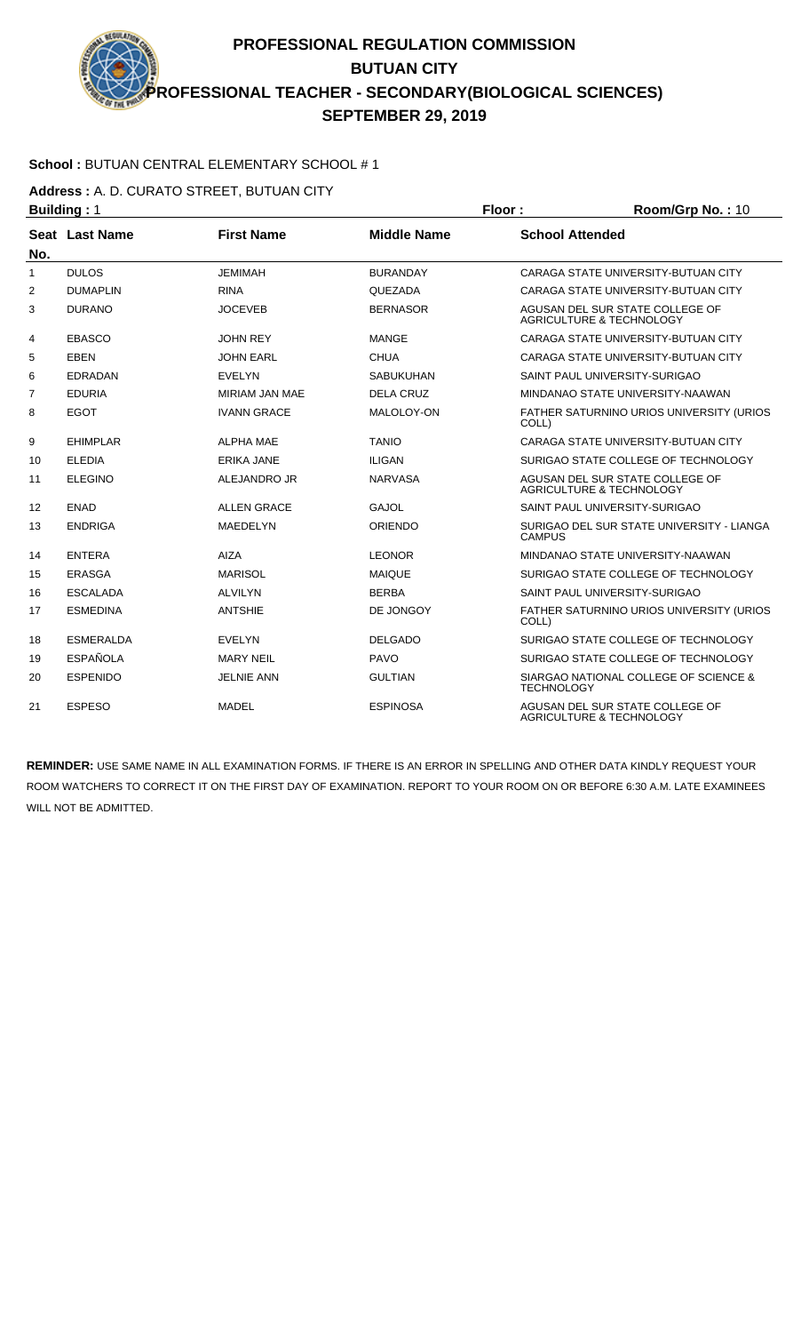# PROFESSIONAL REGULATION COMMISSION
## BUTUAN CITY
## PROFESSIONAL TEACHER - SECONDARY(BIOLOGICAL SCIENCES)
## SEPTEMBER 29, 2019

**School :** BUTUAN CENTRAL ELEMENTARY SCHOOL # 1

**Address :** A. D. CURATO STREET, BUTUAN CITY

**Building :** 1 **Floor :** **Room/Grp No. :** 10

| Seat No. | Last Name | First Name | Middle Name | School Attended |
|---|---|---|---|---|
| 1 | DULOS | JEMIMAH | BURANDAY | CARAGA STATE UNIVERSITY-BUTUAN CITY |
| 2 | DUMAPLIN | RINA | QUEZADA | CARAGA STATE UNIVERSITY-BUTUAN CITY |
| 3 | DURANO | JOCEVEB | BERNASOR | AGUSAN DEL SUR STATE COLLEGE OF AGRICULTURE & TECHNOLOGY |
| 4 | EBASCO | JOHN REY | MANGE | CARAGA STATE UNIVERSITY-BUTUAN CITY |
| 5 | EBEN | JOHN EARL | CHUA | CARAGA STATE UNIVERSITY-BUTUAN CITY |
| 6 | EDRADAN | EVELYN | SABUKUHAN | SAINT PAUL UNIVERSITY-SURIGAO |
| 7 | EDURIA | MIRIAM JAN MAE | DELA CRUZ | MINDANAO STATE UNIVERSITY-NAAWAN |
| 8 | EGOT | IVANN GRACE | MALOLOY-ON | FATHER SATURNINO URIOS UNIVERSITY (URIOS COLL) |
| 9 | EHIMPLAR | ALPHA MAE | TANIO | CARAGA STATE UNIVERSITY-BUTUAN CITY |
| 10 | ELEDIA | ERIKA JANE | ILIGAN | SURIGAO STATE COLLEGE OF TECHNOLOGY |
| 11 | ELEGINO | ALEJANDRO JR | NARVASA | AGUSAN DEL SUR STATE COLLEGE OF AGRICULTURE & TECHNOLOGY |
| 12 | ENAD | ALLEN GRACE | GAJOL | SAINT PAUL UNIVERSITY-SURIGAO |
| 13 | ENDRIGA | MAEDELYN | ORIENDO | SURIGAO DEL SUR STATE UNIVERSITY - LIANGA CAMPUS |
| 14 | ENTERA | AIZA | LEONOR | MINDANAO STATE UNIVERSITY-NAAWAN |
| 15 | ERASGA | MARISOL | MAIQUE | SURIGAO STATE COLLEGE OF TECHNOLOGY |
| 16 | ESCALADA | ALVILYN | BERBA | SAINT PAUL UNIVERSITY-SURIGAO |
| 17 | ESMEDINA | ANTSHIE | DE JONGOY | FATHER SATURNINO URIOS UNIVERSITY (URIOS COLL) |
| 18 | ESMERALDA | EVELYN | DELGADO | SURIGAO STATE COLLEGE OF TECHNOLOGY |
| 19 | ESPAÑOLA | MARY NEIL | PAVO | SURIGAO STATE COLLEGE OF TECHNOLOGY |
| 20 | ESPENIDO | JELNIE ANN | GULTIAN | SIARGAO NATIONAL COLLEGE OF SCIENCE & TECHNOLOGY |
| 21 | ESPESO | MADEL | ESPINOSA | AGUSAN DEL SUR STATE COLLEGE OF AGRICULTURE & TECHNOLOGY |

**REMINDER:** USE SAME NAME IN ALL EXAMINATION FORMS. IF THERE IS AN ERROR IN SPELLING AND OTHER DATA KINDLY REQUEST YOUR ROOM WATCHERS TO CORRECT IT ON THE FIRST DAY OF EXAMINATION. REPORT TO YOUR ROOM ON OR BEFORE 6:30 A.M. LATE EXAMINEES WILL NOT BE ADMITTED.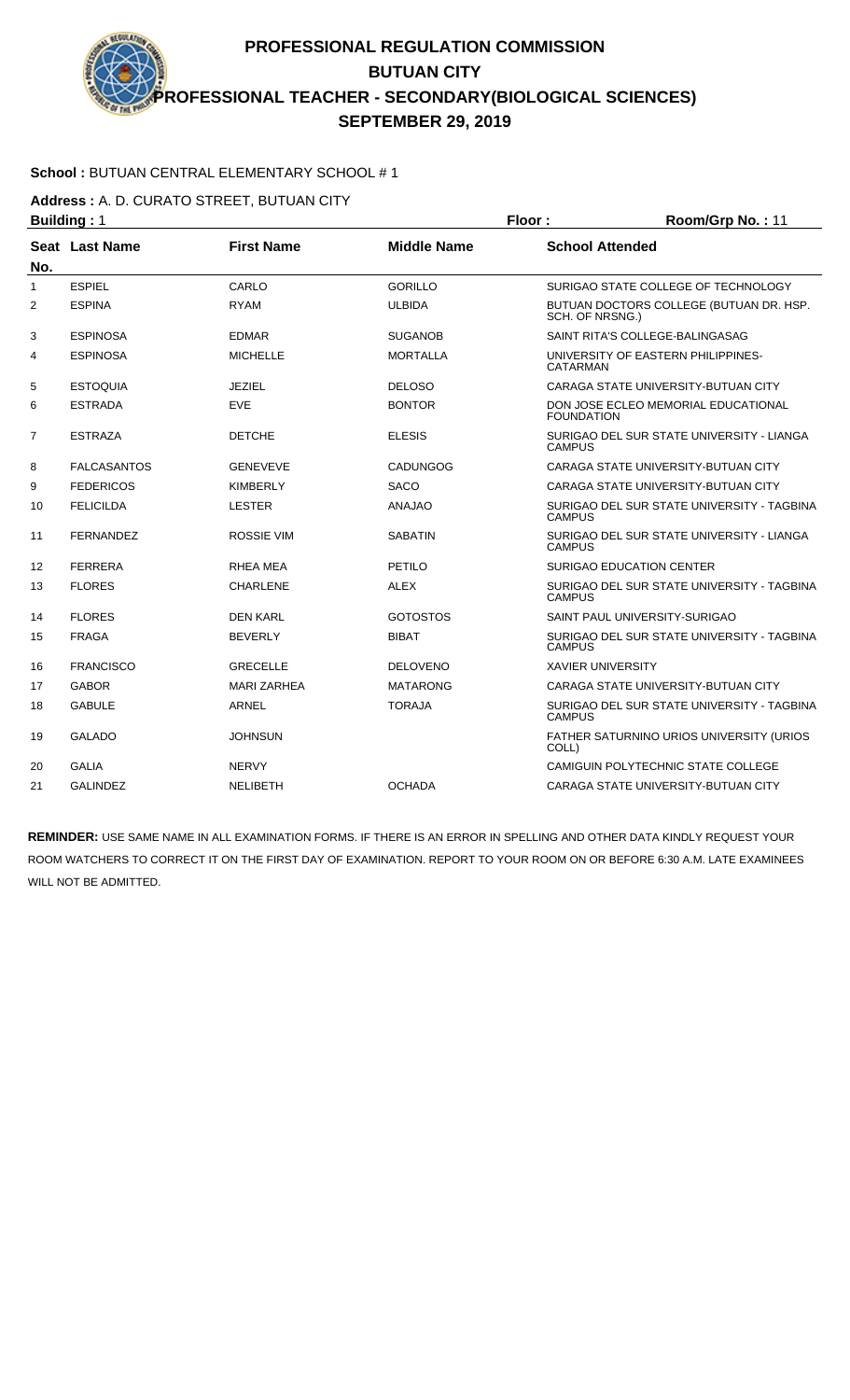# PROFESSIONAL REGULATION COMMISSION
## BUTUAN CITY
## PROFESSIONAL TEACHER - SECONDARY(BIOLOGICAL SCIENCES)
## SEPTEMBER 29, 2019

**School :** BUTUAN CENTRAL ELEMENTARY SCHOOL # 1

**Address :** A. D. CURATO STREET, BUTUAN CITY

**Building :** 1 **Floor :** **Room/Grp No. :** 11

| Seat No. | Last Name | First Name | Middle Name | School Attended |
|---|---|---|---|---|
| 1 | ESPIEL | CARLO | GORILLO | SURIGAO STATE COLLEGE OF TECHNOLOGY |
| 2 | ESPINA | RYAM | ULBIDA | BUTUAN DOCTORS COLLEGE (BUTUAN DR. HSP. SCH. OF NRSNG.) |
| 3 | ESPINOSA | EDMAR | SUGANOB | SAINT RITA'S COLLEGE-BALINGASAG |
| 4 | ESPINOSA | MICHELLE | MORTALLA | UNIVERSITY OF EASTERN PHILIPPINES-CATARMAN |
| 5 | ESTOQUIA | JEZIEL | DELOSO | CARAGA STATE UNIVERSITY-BUTUAN CITY |
| 6 | ESTRADA | EVE | BONTOR | DON JOSE ECLEO MEMORIAL EDUCATIONAL FOUNDATION |
| 7 | ESTRAZA | DETCHE | ELESIS | SURIGAO DEL SUR STATE UNIVERSITY - LIANGA CAMPUS |
| 8 | FALCASANTOS | GENEVEVE | CADUNGOG | CARAGA STATE UNIVERSITY-BUTUAN CITY |
| 9 | FEDERICOS | KIMBERLY | SACO | CARAGA STATE UNIVERSITY-BUTUAN CITY |
| 10 | FELICILDA | LESTER | ANAJAO | SURIGAO DEL SUR STATE UNIVERSITY - TAGBINA CAMPUS |
| 11 | FERNANDEZ | ROSSIE VIM | SABATIN | SURIGAO DEL SUR STATE UNIVERSITY - LIANGA CAMPUS |
| 12 | FERRERA | RHEA MEA | PETILO | SURIGAO EDUCATION CENTER |
| 13 | FLORES | CHARLENE | ALEX | SURIGAO DEL SUR STATE UNIVERSITY - TAGBINA CAMPUS |
| 14 | FLORES | DEN KARL | GOTOSTOS | SAINT PAUL UNIVERSITY-SURIGAO |
| 15 | FRAGA | BEVERLY | BIBAT | SURIGAO DEL SUR STATE UNIVERSITY - TAGBINA CAMPUS |
| 16 | FRANCISCO | GRECELLE | DELOVENO | XAVIER UNIVERSITY |
| 17 | GABOR | MARI ZARHEA | MATARONG | CARAGA STATE UNIVERSITY-BUTUAN CITY |
| 18 | GABULE | ARNEL | TORAJA | SURIGAO DEL SUR STATE UNIVERSITY - TAGBINA CAMPUS |
| 19 | GALADO | JOHNSUN | | FATHER SATURNINO URIOS UNIVERSITY (URIOS COLL) |
| 20 | GALIA | NERVY | | CAMIGUIN POLYTECHNIC STATE COLLEGE |
| 21 | GALINDEZ | NELIBETH | OCHADA | CARAGA STATE UNIVERSITY-BUTUAN CITY |

**REMINDER:** USE SAME NAME IN ALL EXAMINATION FORMS. IF THERE IS AN ERROR IN SPELLING AND OTHER DATA KINDLY REQUEST YOUR ROOM WATCHERS TO CORRECT IT ON THE FIRST DAY OF EXAMINATION. REPORT TO YOUR ROOM ON OR BEFORE 6:30 A.M. LATE EXAMINEES WILL NOT BE ADMITTED.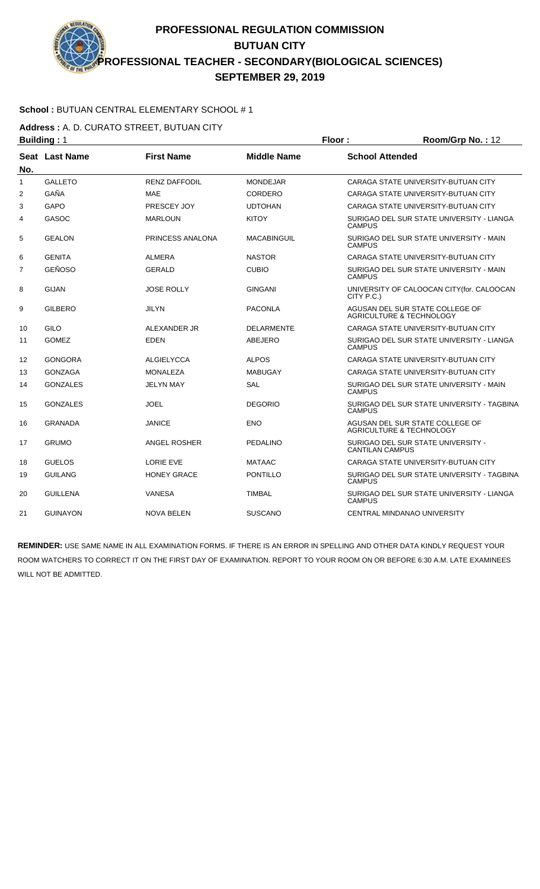# PROFESSIONAL REGULATION COMMISSION
## BUTUAN CITY
## PROFESSIONAL TEACHER - SECONDARY(BIOLOGICAL SCIENCES)
## SEPTEMBER 29, 2019

**School :** BUTUAN CENTRAL ELEMENTARY SCHOOL # 1

**Address :** A. D. CURATO STREET, BUTUAN CITY

**Building :** 1 **Floor :** **Room/Grp No. :** 12

| Seat No. | Last Name | First Name | Middle Name | School Attended |
|---|---|---|---|---|
| 1 | GALLETO | RENZ DAFFODIL | MONDEJAR | CARAGA STATE UNIVERSITY-BUTUAN CITY |
| 2 | GAÑA | MAE | CORDERO | CARAGA STATE UNIVERSITY-BUTUAN CITY |
| 3 | GAPO | PRESCEY JOY | UDTOHAN | CARAGA STATE UNIVERSITY-BUTUAN CITY |
| 4 | GASOC | MARLOUN | KITOY | SURIGAO DEL SUR STATE UNIVERSITY - LIANGA CAMPUS |
| 5 | GEALON | PRINCESS ANALONA | MACABINGUIL | SURIGAO DEL SUR STATE UNIVERSITY - MAIN CAMPUS |
| 6 | GENITA | ALMERA | NASTOR | CARAGA STATE UNIVERSITY-BUTUAN CITY |
| 7 | GEÑOSO | GERALD | CUBIO | SURIGAO DEL SUR STATE UNIVERSITY - MAIN CAMPUS |
| 8 | GIJAN | JOSE ROLLY | GINGANI | UNIVERSITY OF CALOOCAN CITY(for. CALOOCAN CITY P.C.) |
| 9 | GILBERO | JILYN | PACONLA | AGUSAN DEL SUR STATE COLLEGE OF AGRICULTURE & TECHNOLOGY |
| 10 | GILO | ALEXANDER JR | DELARMENTE | CARAGA STATE UNIVERSITY-BUTUAN CITY |
| 11 | GOMEZ | EDEN | ABEJERO | SURIGAO DEL SUR STATE UNIVERSITY - LIANGA CAMPUS |
| 12 | GONGORA | ALGIELYCCA | ALPOS | CARAGA STATE UNIVERSITY-BUTUAN CITY |
| 13 | GONZAGA | MONALEZA | MABUGAY | CARAGA STATE UNIVERSITY-BUTUAN CITY |
| 14 | GONZALES | JELYN MAY | SAL | SURIGAO DEL SUR STATE UNIVERSITY - MAIN CAMPUS |
| 15 | GONZALES | JOEL | DEGORIO | SURIGAO DEL SUR STATE UNIVERSITY - TAGBINA CAMPUS |
| 16 | GRANADA | JANICE | ENO | AGUSAN DEL SUR STATE COLLEGE OF AGRICULTURE & TECHNOLOGY |
| 17 | GRUMO | ANGEL ROSHER | PEDALINO | SURIGAO DEL SUR STATE UNIVERSITY - CANTILAN CAMPUS |
| 18 | GUELOS | LORIE EVE | MATAAC | CARAGA STATE UNIVERSITY-BUTUAN CITY |
| 19 | GUILANG | HONEY GRACE | PONTILLO | SURIGAO DEL SUR STATE UNIVERSITY - TAGBINA CAMPUS |
| 20 | GUILLENA | VANESA | TIMBAL | SURIGAO DEL SUR STATE UNIVERSITY - LIANGA CAMPUS |
| 21 | GUINAYON | NOVA BELEN | SUSCANO | CENTRAL MINDANAO UNIVERSITY |

**REMINDER:** USE SAME NAME IN ALL EXAMINATION FORMS. IF THERE IS AN ERROR IN SPELLING AND OTHER DATA KINDLY REQUEST YOUR ROOM WATCHERS TO CORRECT IT ON THE FIRST DAY OF EXAMINATION. REPORT TO YOUR ROOM ON OR BEFORE 6:30 A.M. LATE EXAMINEES WILL NOT BE ADMITTED.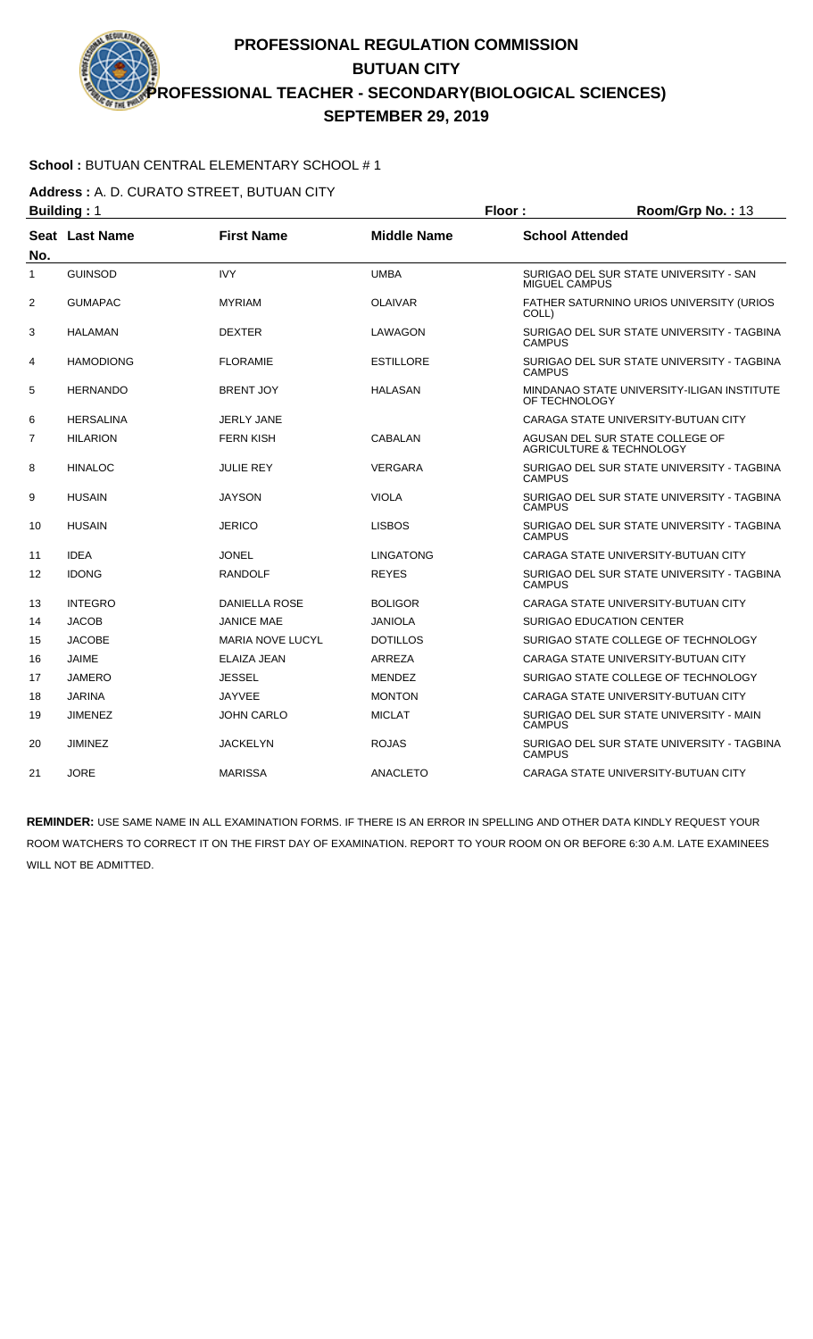# PROFESSIONAL REGULATION COMMISSION
## BUTUAN CITY
## PROFESSIONAL TEACHER - SECONDARY(BIOLOGICAL SCIENCES)
## SEPTEMBER 29, 2019

**School :** BUTUAN CENTRAL ELEMENTARY SCHOOL # 1

**Address :** A. D. CURATO STREET, BUTUAN CITY

**Building :** 1 **Floor :** **Room/Grp No. :** 13

| Seat No. | Last Name | First Name | Middle Name | School Attended |
|---|---|---|---|---|
| 1 | GUINSOD | IVY | UMBA | SURIGAO DEL SUR STATE UNIVERSITY - SAN MIGUEL CAMPUS |
| 2 | GUMAPAC | MYRIAM | OLAIVAR | FATHER SATURNINO URIOS UNIVERSITY (URIOS COLL) |
| 3 | HALAMAN | DEXTER | LAWAGON | SURIGAO DEL SUR STATE UNIVERSITY - TAGBINA CAMPUS |
| 4 | HAMODIONG | FLORAMIE | ESTILLORE | SURIGAO DEL SUR STATE UNIVERSITY - TAGBINA CAMPUS |
| 5 | HERNANDO | BRENT JOY | HALASAN | MINDANAO STATE UNIVERSITY-ILIGAN INSTITUTE OF TECHNOLOGY |
| 6 | HERSALINA | JERLY JANE | | CARAGA STATE UNIVERSITY-BUTUAN CITY |
| 7 | HILARION | FERN KISH | CABALAN | AGUSAN DEL SUR STATE COLLEGE OF AGRICULTURE & TECHNOLOGY |
| 8 | HINALOC | JULIE REY | VERGARA | SURIGAO DEL SUR STATE UNIVERSITY - TAGBINA CAMPUS |
| 9 | HUSAIN | JAYSON | VIOLA | SURIGAO DEL SUR STATE UNIVERSITY - TAGBINA CAMPUS |
| 10 | HUSAIN | JERICO | LISBOS | SURIGAO DEL SUR STATE UNIVERSITY - TAGBINA CAMPUS |
| 11 | IDEA | JONEL | LINGATONG | CARAGA STATE UNIVERSITY-BUTUAN CITY |
| 12 | IDONG | RANDOLF | REYES | SURIGAO DEL SUR STATE UNIVERSITY - TAGBINA CAMPUS |
| 13 | INTEGRO | DANIELLA ROSE | BOLIGOR | CARAGA STATE UNIVERSITY-BUTUAN CITY |
| 14 | JACOB | JANICE MAE | JANIOLA | SURIGAO EDUCATION CENTER |
| 15 | JACOBE | MARIA NOVE LUCYL | DOTILLOS | SURIGAO STATE COLLEGE OF TECHNOLOGY |
| 16 | JAIME | ELAIZA JEAN | ARREZA | CARAGA STATE UNIVERSITY-BUTUAN CITY |
| 17 | JAMERO | JESSEL | MENDEZ | SURIGAO STATE COLLEGE OF TECHNOLOGY |
| 18 | JARINA | JAYVEE | MONTON | CARAGA STATE UNIVERSITY-BUTUAN CITY |
| 19 | JIMENEZ | JOHN CARLO | MICLAT | SURIGAO DEL SUR STATE UNIVERSITY - MAIN CAMPUS |
| 20 | JIMINEZ | JACKELYN | ROJAS | SURIGAO DEL SUR STATE UNIVERSITY - TAGBINA CAMPUS |
| 21 | JORE | MARISSA | ANACLETO | CARAGA STATE UNIVERSITY-BUTUAN CITY |

**REMINDER:** USE SAME NAME IN ALL EXAMINATION FORMS. IF THERE IS AN ERROR IN SPELLING AND OTHER DATA KINDLY REQUEST YOUR ROOM WATCHERS TO CORRECT IT ON THE FIRST DAY OF EXAMINATION. REPORT TO YOUR ROOM ON OR BEFORE 6:30 A.M. LATE EXAMINEES WILL NOT BE ADMITTED.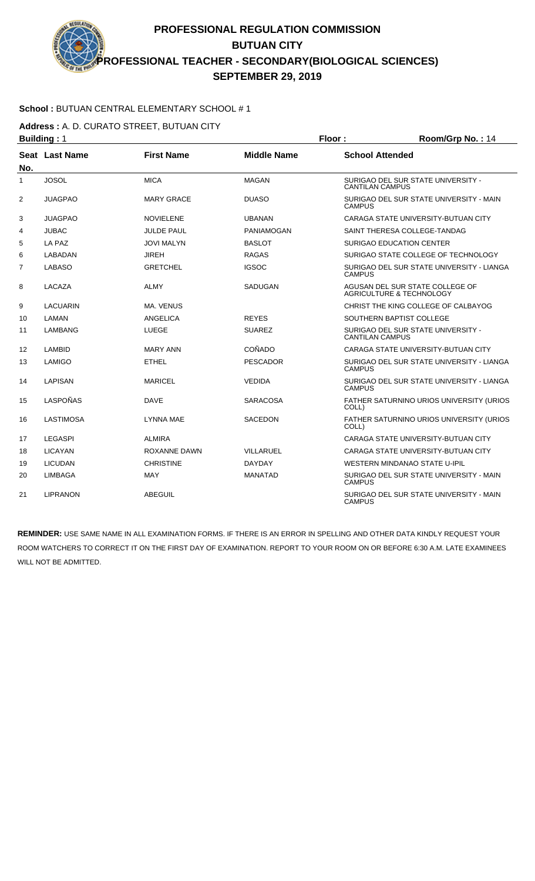# PROFESSIONAL REGULATION COMMISSION
## BUTUAN CITY
## PROFESSIONAL TEACHER - SECONDARY(BIOLOGICAL SCIENCES)
## SEPTEMBER 29, 2019

**School :** BUTUAN CENTRAL ELEMENTARY SCHOOL # 1

**Address :** A. D. CURATO STREET, BUTUAN CITY

**Building :** 1 **Floor :** **Room/Grp No. :** 14

| Seat No. | Last Name | First Name | Middle Name | School Attended |
|---|---|---|---|---|
| 1 | JOSOL | MICA | MAGAN | SURIGAO DEL SUR STATE UNIVERSITY - CANTILAN CAMPUS |
| 2 | JUAGPAO | MARY GRACE | DUASO | SURIGAO DEL SUR STATE UNIVERSITY - MAIN CAMPUS |
| 3 | JUAGPAO | NOVIELENE | UBANAN | CARAGA STATE UNIVERSITY-BUTUAN CITY |
| 4 | JUBAC | JULDE PAUL | PANIAMOGAN | SAINT THERESA COLLEGE-TANDAG |
| 5 | LA PAZ | JOVI MALYN | BASLOT | SURIGAO EDUCATION CENTER |
| 6 | LABADAN | JIREH | RAGAS | SURIGAO STATE COLLEGE OF TECHNOLOGY |
| 7 | LABASO | GRETCHEL | IGSOC | SURIGAO DEL SUR STATE UNIVERSITY - LIANGA CAMPUS |
| 8 | LACAZA | ALMY | SADUGAN | AGUSAN DEL SUR STATE COLLEGE OF AGRICULTURE & TECHNOLOGY |
| 9 | LACUARIN | MA. VENUS | | CHRIST THE KING COLLEGE OF CALBAYOG |
| 10 | LAMAN | ANGELICA | REYES | SOUTHERN BAPTIST COLLEGE |
| 11 | LAMBANG | LUEGE | SUAREZ | SURIGAO DEL SUR STATE UNIVERSITY - CANTILAN CAMPUS |
| 12 | LAMBID | MARY ANN | COÑADO | CARAGA STATE UNIVERSITY-BUTUAN CITY |
| 13 | LAMIGO | ETHEL | PESCADOR | SURIGAO DEL SUR STATE UNIVERSITY - LIANGA CAMPUS |
| 14 | LAPISAN | MARICEL | VEDIDA | SURIGAO DEL SUR STATE UNIVERSITY - LIANGA CAMPUS |
| 15 | LASPOÑAS | DAVE | SARACOSA | FATHER SATURNINO URIOS UNIVERSITY (URIOS COLL) |
| 16 | LASTIMOSA | LYNNA MAE | SACEDON | FATHER SATURNINO URIOS UNIVERSITY (URIOS COLL) |
| 17 | LEGASPI | ALMIRA | | CARAGA STATE UNIVERSITY-BUTUAN CITY |
| 18 | LICAYAN | ROXANNE DAWN | VILLARUEL | CARAGA STATE UNIVERSITY-BUTUAN CITY |
| 19 | LICUDAN | CHRISTINE | DAYDAY | WESTERN MINDANAO STATE U-IPIL |
| 20 | LIMBAGA | MAY | MANATAD | SURIGAO DEL SUR STATE UNIVERSITY - MAIN CAMPUS |
| 21 | LIPRANON | ABEGUIL | | SURIGAO DEL SUR STATE UNIVERSITY - MAIN CAMPUS |

**REMINDER:** USE SAME NAME IN ALL EXAMINATION FORMS. IF THERE IS AN ERROR IN SPELLING AND OTHER DATA KINDLY REQUEST YOUR ROOM WATCHERS TO CORRECT IT ON THE FIRST DAY OF EXAMINATION. REPORT TO YOUR ROOM ON OR BEFORE 6:30 A.M. LATE EXAMINEES WILL NOT BE ADMITTED.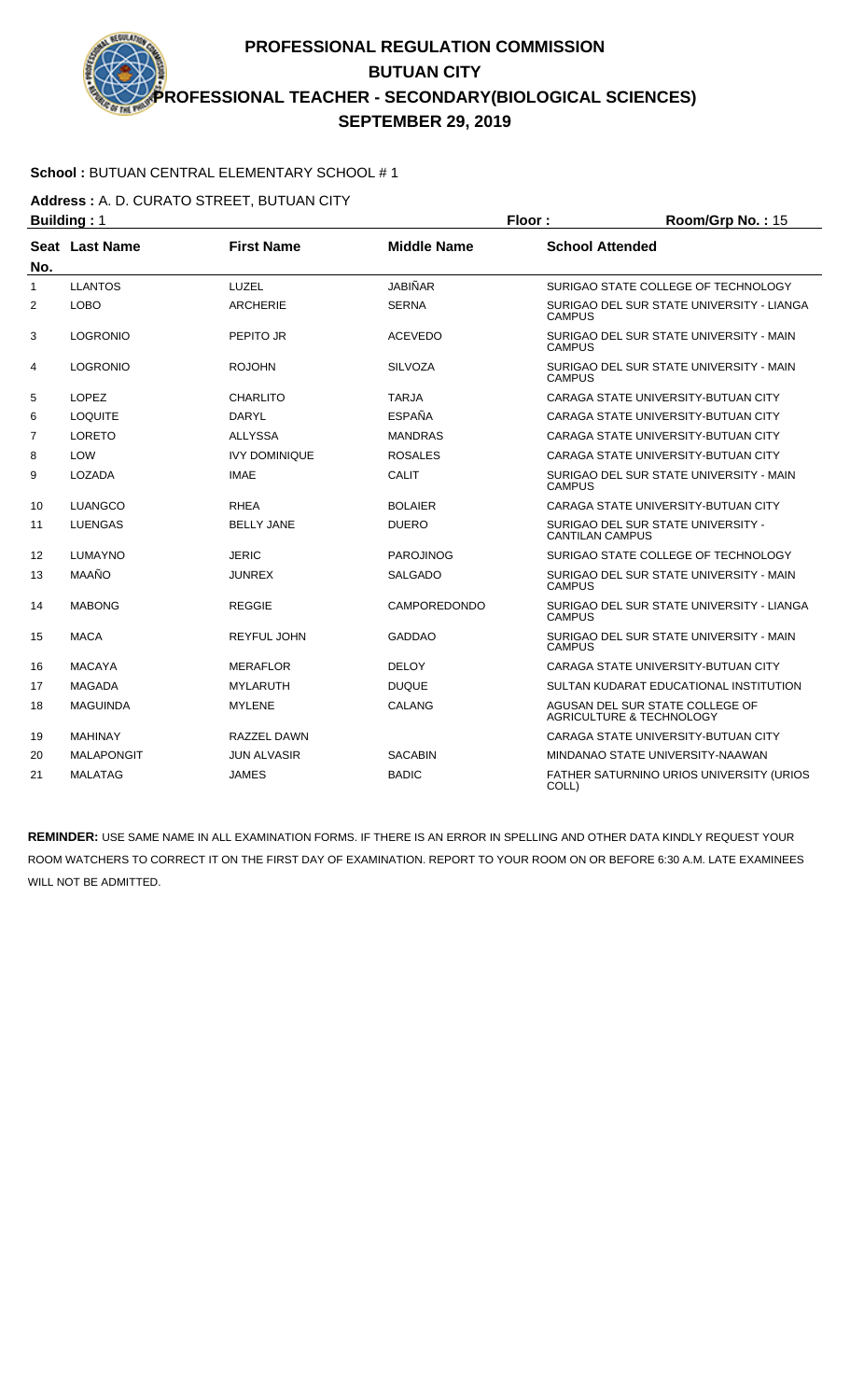# PROFESSIONAL REGULATION COMMISSION
## BUTUAN CITY
## PROFESSIONAL TEACHER - SECONDARY(BIOLOGICAL SCIENCES)
## SEPTEMBER 29, 2019

**School :** BUTUAN CENTRAL ELEMENTARY SCHOOL # 1

**Address :** A. D. CURATO STREET, BUTUAN CITY

**Building :** 1 **Floor :** **Room/Grp No. :** 15

| Seat No. | Last Name | First Name | Middle Name | School Attended |
|---|---|---|---|---|
| 1 | LLANTOS | LUZEL | JABIÑAR | SURIGAO STATE COLLEGE OF TECHNOLOGY |
| 2 | LOBO | ARCHERIE | SERNA | SURIGAO DEL SUR STATE UNIVERSITY - LIANGA CAMPUS |
| 3 | LOGRONIO | PEPITO JR | ACEVEDO | SURIGAO DEL SUR STATE UNIVERSITY - MAIN CAMPUS |
| 4 | LOGRONIO | ROJOHN | SILVOZA | SURIGAO DEL SUR STATE UNIVERSITY - MAIN CAMPUS |
| 5 | LOPEZ | CHARLITO | TARJA | CARAGA STATE UNIVERSITY-BUTUAN CITY |
| 6 | LOQUITE | DARYL | ESPAÑA | CARAGA STATE UNIVERSITY-BUTUAN CITY |
| 7 | LORETO | ALLYSSA | MANDRAS | CARAGA STATE UNIVERSITY-BUTUAN CITY |
| 8 | LOW | IVY DOMINIQUE | ROSALES | CARAGA STATE UNIVERSITY-BUTUAN CITY |
| 9 | LOZADA | IMAE | CALIT | SURIGAO DEL SUR STATE UNIVERSITY - MAIN CAMPUS |
| 10 | LUANGCO | RHEA | BOLAIER | CARAGA STATE UNIVERSITY-BUTUAN CITY |
| 11 | LUENGAS | BELLY JANE | DUERO | SURIGAO DEL SUR STATE UNIVERSITY - CANTILAN CAMPUS |
| 12 | LUMAYNO | JERIC | PAROJINOG | SURIGAO STATE COLLEGE OF TECHNOLOGY |
| 13 | MAAÑO | JUNREX | SALGADO | SURIGAO DEL SUR STATE UNIVERSITY - MAIN CAMPUS |
| 14 | MABONG | REGGIE | CAMPOREDONDO | SURIGAO DEL SUR STATE UNIVERSITY - LIANGA CAMPUS |
| 15 | MACA | REYFUL JOHN | GADDAO | SURIGAO DEL SUR STATE UNIVERSITY - MAIN CAMPUS |
| 16 | MACAYA | MERAFLOR | DELOY | CARAGA STATE UNIVERSITY-BUTUAN CITY |
| 17 | MAGADA | MYLARUTH | DUQUE | SULTAN KUDARAT EDUCATIONAL INSTITUTION |
| 18 | MAGUINDA | MYLENE | CALANG | AGUSAN DEL SUR STATE COLLEGE OF AGRICULTURE & TECHNOLOGY |
| 19 | MAHINAY | RAZZEL DAWN | | CARAGA STATE UNIVERSITY-BUTUAN CITY |
| 20 | MALAPONGIT | JUN ALVASIR | SACABIN | MINDANAO STATE UNIVERSITY-NAAWAN |
| 21 | MALATAG | JAMES | BADIC | FATHER SATURNINO URIOS UNIVERSITY (URIOS COLL) |

**REMINDER:** USE SAME NAME IN ALL EXAMINATION FORMS. IF THERE IS AN ERROR IN SPELLING AND OTHER DATA KINDLY REQUEST YOUR ROOM WATCHERS TO CORRECT IT ON THE FIRST DAY OF EXAMINATION. REPORT TO YOUR ROOM ON OR BEFORE 6:30 A.M. LATE EXAMINEES WILL NOT BE ADMITTED.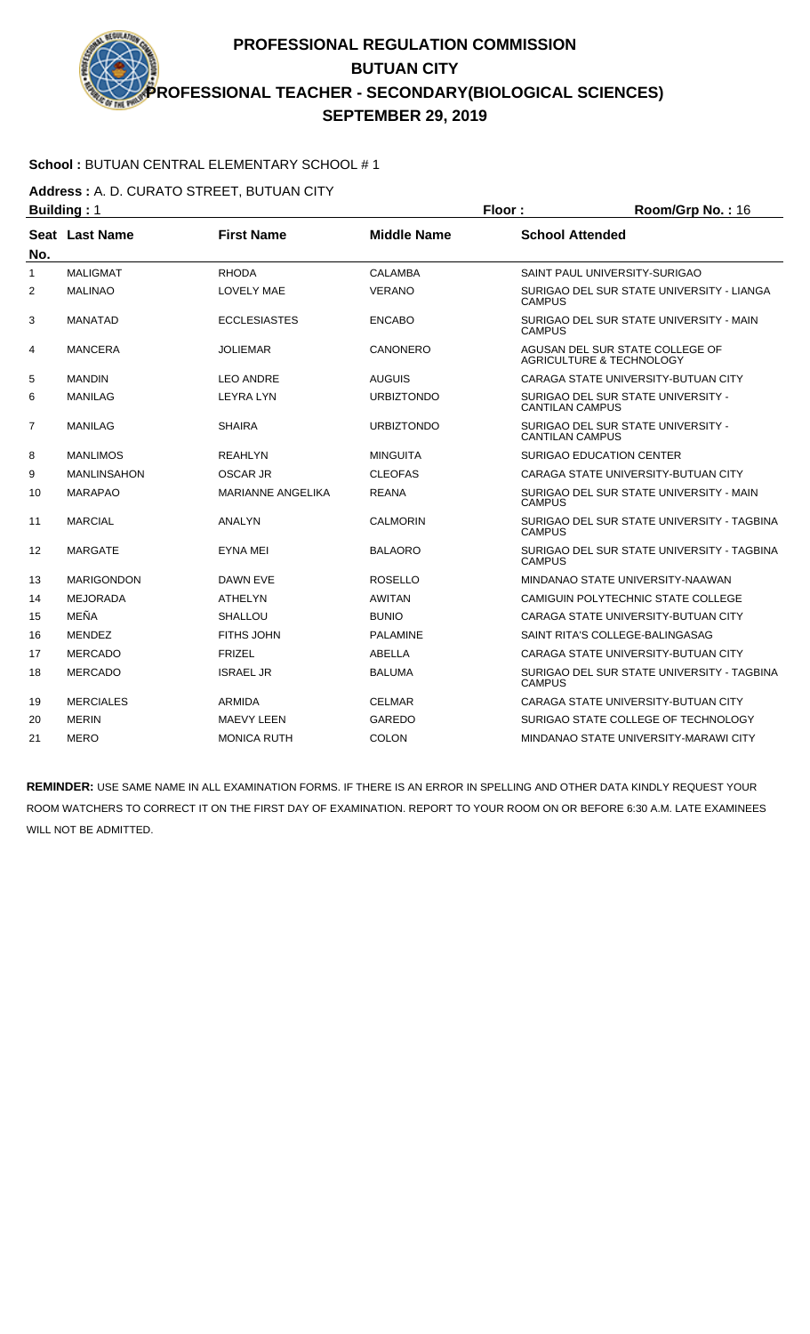# PROFESSIONAL REGULATION COMMISSION
## BUTUAN CITY
## PROFESSIONAL TEACHER - SECONDARY(BIOLOGICAL SCIENCES)
## SEPTEMBER 29, 2019

**School :** BUTUAN CENTRAL ELEMENTARY SCHOOL # 1

**Address :** A. D. CURATO STREET, BUTUAN CITY

**Building :** 1 **Floor :** **Room/Grp No. :** 16

| Seat No. | Last Name | First Name | Middle Name | School Attended |
|---|---|---|---|---|
| 1 | MALIGMAT | RHODA | CALAMBA | SAINT PAUL UNIVERSITY-SURIGAO |
| 2 | MALINAO | LOVELY MAE | VERANO | SURIGAO DEL SUR STATE UNIVERSITY - LIANGA CAMPUS |
| 3 | MANATAD | ECCLESIASTES | ENCABO | SURIGAO DEL SUR STATE UNIVERSITY - MAIN CAMPUS |
| 4 | MANCERA | JOLIEMAR | CANONERO | AGUSAN DEL SUR STATE COLLEGE OF AGRICULTURE & TECHNOLOGY |
| 5 | MANDIN | LEO ANDRE | AUGUIS | CARAGA STATE UNIVERSITY-BUTUAN CITY |
| 6 | MANILAG | LEYRA LYN | URBIZTONDO | SURIGAO DEL SUR STATE UNIVERSITY - CANTILAN CAMPUS |
| 7 | MANILAG | SHAIRA | URBIZTONDO | SURIGAO DEL SUR STATE UNIVERSITY - CANTILAN CAMPUS |
| 8 | MANLIMOS | REAHLYN | MINGUITA | SURIGAO EDUCATION CENTER |
| 9 | MANLINSAHON | OSCAR JR | CLEOFAS | CARAGA STATE UNIVERSITY-BUTUAN CITY |
| 10 | MARAPAO | MARIANNE ANGELIKA | REANA | SURIGAO DEL SUR STATE UNIVERSITY - MAIN CAMPUS |
| 11 | MARCIAL | ANALYN | CALMORIN | SURIGAO DEL SUR STATE UNIVERSITY - TAGBINA CAMPUS |
| 12 | MARGATE | EYNA MEI | BALAORO | SURIGAO DEL SUR STATE UNIVERSITY - TAGBINA CAMPUS |
| 13 | MARIGONDON | DAWN EVE | ROSELLO | MINDANAO STATE UNIVERSITY-NAAWAN |
| 14 | MEJORADA | ATHELYN | AWITAN | CAMIGUIN POLYTECHNIC STATE COLLEGE |
| 15 | MEÑA | SHALLOU | BUNIO | CARAGA STATE UNIVERSITY-BUTUAN CITY |
| 16 | MENDEZ | FITHS JOHN | PALAMINE | SAINT RITA'S COLLEGE-BALINGASAG |
| 17 | MERCADO | FRIZEL | ABELLA | CARAGA STATE UNIVERSITY-BUTUAN CITY |
| 18 | MERCADO | ISRAEL JR | BALUMA | SURIGAO DEL SUR STATE UNIVERSITY - TAGBINA CAMPUS |
| 19 | MERCIALES | ARMIDA | CELMAR | CARAGA STATE UNIVERSITY-BUTUAN CITY |
| 20 | MERIN | MAEVY LEEN | GAREDO | SURIGAO STATE COLLEGE OF TECHNOLOGY |
| 21 | MERO | MONICA RUTH | COLON | MINDANAO STATE UNIVERSITY-MARAWI CITY |

**REMINDER:** USE SAME NAME IN ALL EXAMINATION FORMS. IF THERE IS AN ERROR IN SPELLING AND OTHER DATA KINDLY REQUEST YOUR ROOM WATCHERS TO CORRECT IT ON THE FIRST DAY OF EXAMINATION. REPORT TO YOUR ROOM ON OR BEFORE 6:30 A.M. LATE EXAMINEES WILL NOT BE ADMITTED.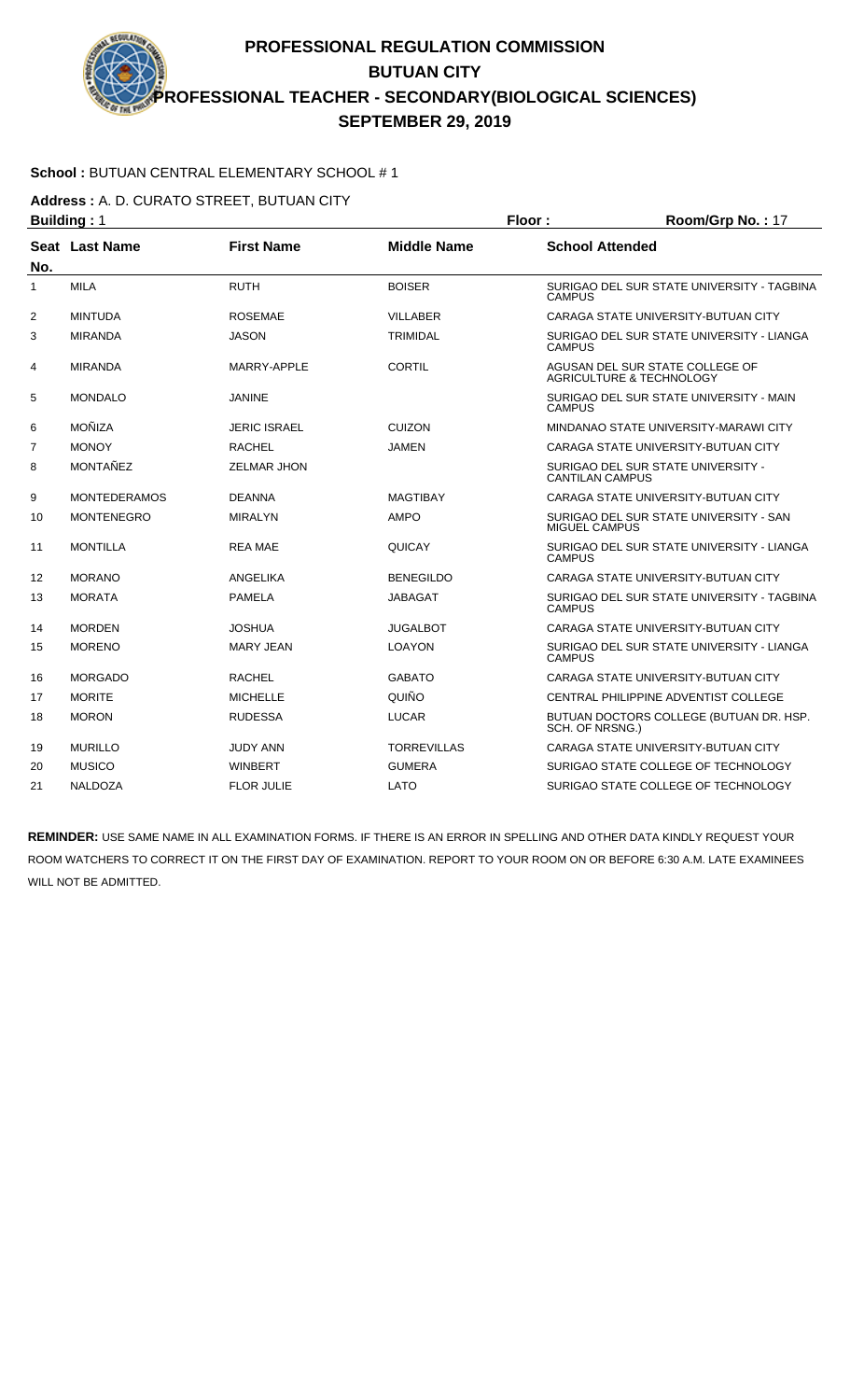# PROFESSIONAL REGULATION COMMISSION
## BUTUAN CITY
## PROFESSIONAL TEACHER - SECONDARY(BIOLOGICAL SCIENCES)
## SEPTEMBER 29, 2019

**School :** BUTUAN CENTRAL ELEMENTARY SCHOOL # 1

**Address :** A. D. CURATO STREET, BUTUAN CITY

**Building :** 1 **Floor :** **Room/Grp No. :** 17

| Seat No. | Last Name | First Name | Middle Name | School Attended |
|---|---|---|---|---|
| 1 | MILA | RUTH | BOISER | SURIGAO DEL SUR STATE UNIVERSITY - TAGBINA CAMPUS |
| 2 | MINTUDA | ROSEMAE | VILLABER | CARAGA STATE UNIVERSITY-BUTUAN CITY |
| 3 | MIRANDA | JASON | TRIMIDAL | SURIGAO DEL SUR STATE UNIVERSITY - LIANGA CAMPUS |
| 4 | MIRANDA | MARRY-APPLE | CORTIL | AGUSAN DEL SUR STATE COLLEGE OF AGRICULTURE & TECHNOLOGY |
| 5 | MONDALO | JANINE | | SURIGAO DEL SUR STATE UNIVERSITY - MAIN CAMPUS |
| 6 | MOÑIZA | JERIC ISRAEL | CUIZON | MINDANAO STATE UNIVERSITY-MARAWI CITY |
| 7 | MONOY | RACHEL | JAMEN | CARAGA STATE UNIVERSITY-BUTUAN CITY |
| 8 | MONTAÑEZ | ZELMAR JHON | | SURIGAO DEL SUR STATE UNIVERSITY - CANTILAN CAMPUS |
| 9 | MONTEDERAMOS | DEANNA | MAGTIBAY | CARAGA STATE UNIVERSITY-BUTUAN CITY |
| 10 | MONTENEGRO | MIRALYN | AMPO | SURIGAO DEL SUR STATE UNIVERSITY - SAN MIGUEL CAMPUS |
| 11 | MONTILLA | REA MAE | QUICAY | SURIGAO DEL SUR STATE UNIVERSITY - LIANGA CAMPUS |
| 12 | MORANO | ANGELIKA | BENEGILDO | CARAGA STATE UNIVERSITY-BUTUAN CITY |
| 13 | MORATA | PAMELA | JABAGAT | SURIGAO DEL SUR STATE UNIVERSITY - TAGBINA CAMPUS |
| 14 | MORDEN | JOSHUA | JUGALBOT | CARAGA STATE UNIVERSITY-BUTUAN CITY |
| 15 | MORENO | MARY JEAN | LOAYON | SURIGAO DEL SUR STATE UNIVERSITY - LIANGA CAMPUS |
| 16 | MORGADO | RACHEL | GABATO | CARAGA STATE UNIVERSITY-BUTUAN CITY |
| 17 | MORITE | MICHELLE | QUIÑO | CENTRAL PHILIPPINE ADVENTIST COLLEGE |
| 18 | MORON | RUDESSA | LUCAR | BUTUAN DOCTORS COLLEGE (BUTUAN DR. HSP. SCH. OF NRSNG.) |
| 19 | MURILLO | JUDY ANN | TORREVILLAS | CARAGA STATE UNIVERSITY-BUTUAN CITY |
| 20 | MUSICO | WINBERT | GUMERA | SURIGAO STATE COLLEGE OF TECHNOLOGY |
| 21 | NALDOZA | FLOR JULIE | LATO | SURIGAO STATE COLLEGE OF TECHNOLOGY |

**REMINDER:** USE SAME NAME IN ALL EXAMINATION FORMS. IF THERE IS AN ERROR IN SPELLING AND OTHER DATA KINDLY REQUEST YOUR ROOM WATCHERS TO CORRECT IT ON THE FIRST DAY OF EXAMINATION. REPORT TO YOUR ROOM ON OR BEFORE 6:30 A.M. LATE EXAMINEES WILL NOT BE ADMITTED.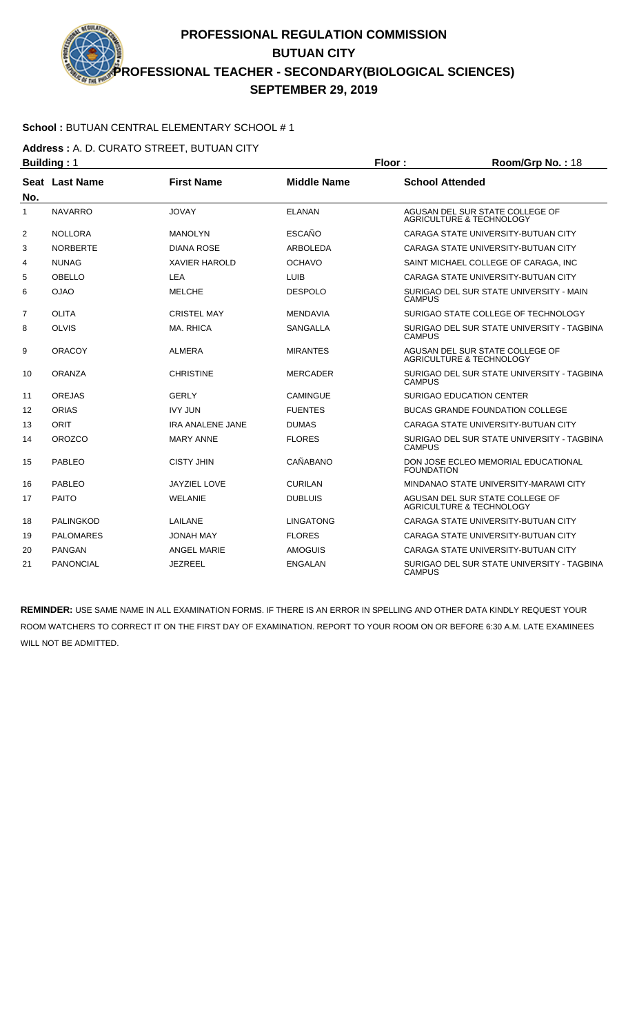# PROFESSIONAL REGULATION COMMISSION
## BUTUAN CITY
## PROFESSIONAL TEACHER - SECONDARY(BIOLOGICAL SCIENCES)
## SEPTEMBER 29, 2019

**School :** BUTUAN CENTRAL ELEMENTARY SCHOOL # 1

**Address :** A. D. CURATO STREET, BUTUAN CITY

**Building :** 1 **Floor :** **Room/Grp No. :** 18

| Seat No. | Last Name | First Name | Middle Name | School Attended |
|---|---|---|---|---|
| 1 | NAVARRO | JOVAY | ELANAN | AGUSAN DEL SUR STATE COLLEGE OF AGRICULTURE & TECHNOLOGY |
| 2 | NOLLORA | MANOLYN | ESCAÑO | CARAGA STATE UNIVERSITY-BUTUAN CITY |
| 3 | NORBERTE | DIANA ROSE | ARBOLEDA | CARAGA STATE UNIVERSITY-BUTUAN CITY |
| 4 | NUNAG | XAVIER HAROLD | OCHAVO | SAINT MICHAEL COLLEGE OF CARAGA, INC |
| 5 | OBELLO | LEA | LUIB | CARAGA STATE UNIVERSITY-BUTUAN CITY |
| 6 | OJAO | MELCHE | DESPOLO | SURIGAO DEL SUR STATE UNIVERSITY - MAIN CAMPUS |
| 7 | OLITA | CRISTEL MAY | MENDAVIA | SURIGAO STATE COLLEGE OF TECHNOLOGY |
| 8 | OLVIS | MA. RHICA | SANGALLA | SURIGAO DEL SUR STATE UNIVERSITY - TAGBINA CAMPUS |
| 9 | ORACOY | ALMERA | MIRANTES | AGUSAN DEL SUR STATE COLLEGE OF AGRICULTURE & TECHNOLOGY |
| 10 | ORANZA | CHRISTINE | MERCADER | SURIGAO DEL SUR STATE UNIVERSITY - TAGBINA CAMPUS |
| 11 | OREJAS | GERLY | CAMINGUE | SURIGAO EDUCATION CENTER |
| 12 | ORIAS | IVY JUN | FUENTES | BUCAS GRANDE FOUNDATION COLLEGE |
| 13 | ORIT | IRA ANALENE JANE | DUMAS | CARAGA STATE UNIVERSITY-BUTUAN CITY |
| 14 | OROZCO | MARY ANNE | FLORES | SURIGAO DEL SUR STATE UNIVERSITY - TAGBINA CAMPUS |
| 15 | PABLEO | CISTY JHIN | CAÑABANO | DON JOSE ECLEO MEMORIAL EDUCATIONAL FOUNDATION |
| 16 | PABLEO | JAYZIEL LOVE | CURILAN | MINDANAO STATE UNIVERSITY-MARAWI CITY |
| 17 | PAITO | WELANIE | DUBLUIS | AGUSAN DEL SUR STATE COLLEGE OF AGRICULTURE & TECHNOLOGY |
| 18 | PALINGKOD | LAILANE | LINGATONG | CARAGA STATE UNIVERSITY-BUTUAN CITY |
| 19 | PALOMARES | JONAH MAY | FLORES | CARAGA STATE UNIVERSITY-BUTUAN CITY |
| 20 | PANGAN | ANGEL MARIE | AMOGUIS | CARAGA STATE UNIVERSITY-BUTUAN CITY |
| 21 | PANONCIAL | JEZREEL | ENGALAN | SURIGAO DEL SUR STATE UNIVERSITY - TAGBINA CAMPUS |

**REMINDER:** USE SAME NAME IN ALL EXAMINATION FORMS. IF THERE IS AN ERROR IN SPELLING AND OTHER DATA KINDLY REQUEST YOUR ROOM WATCHERS TO CORRECT IT ON THE FIRST DAY OF EXAMINATION. REPORT TO YOUR ROOM ON OR BEFORE 6:30 A.M. LATE EXAMINEES WILL NOT BE ADMITTED.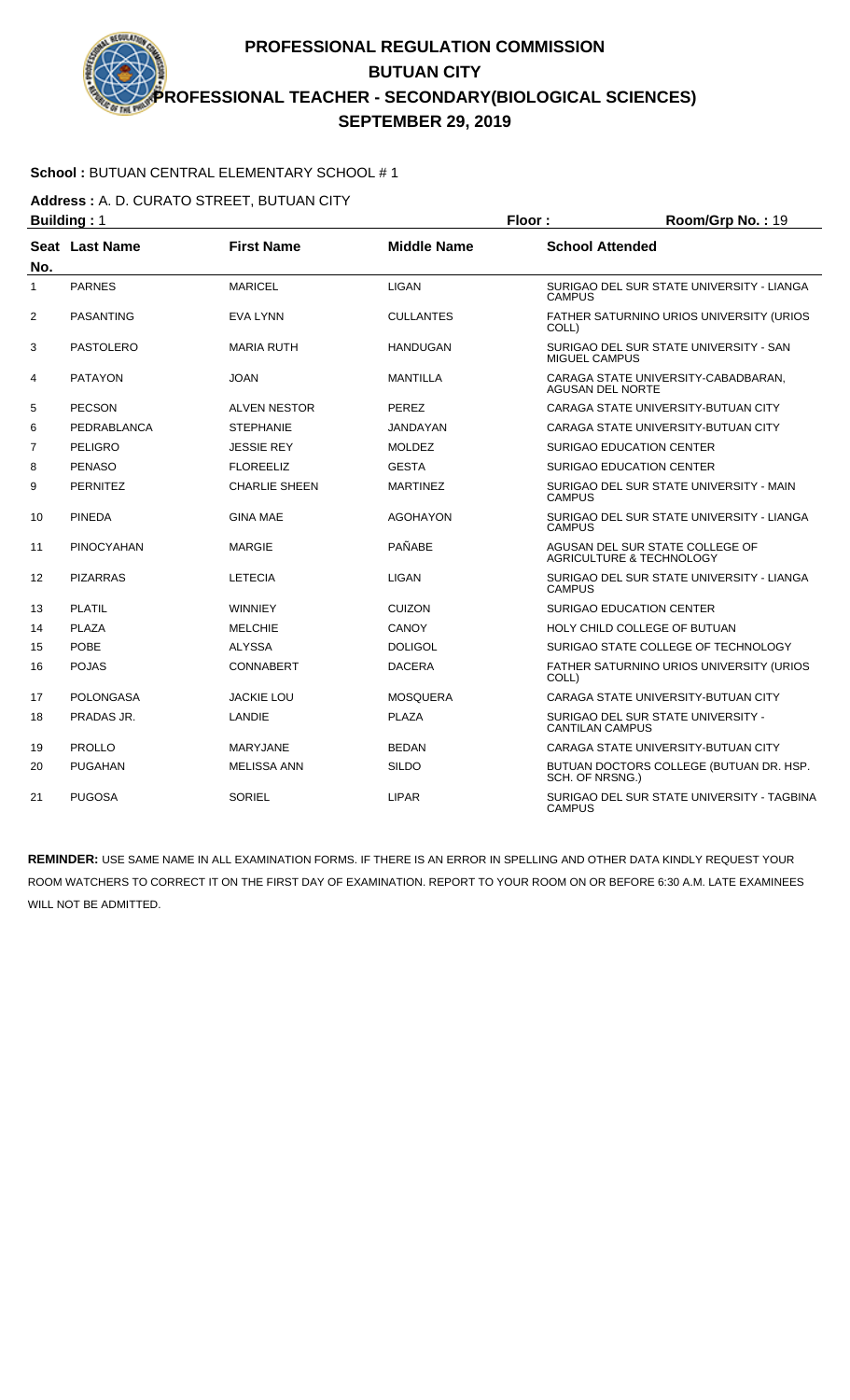# PROFESSIONAL REGULATION COMMISSION
## BUTUAN CITY
## PROFESSIONAL TEACHER - SECONDARY(BIOLOGICAL SCIENCES)
## SEPTEMBER 29, 2019

**School :** BUTUAN CENTRAL ELEMENTARY SCHOOL # 1

**Address :** A. D. CURATO STREET, BUTUAN CITY

**Building :** 1 **Floor :** **Room/Grp No. :** 19

| Seat No. | Last Name | First Name | Middle Name | School Attended |
|---|---|---|---|---|
| 1 | PARNES | MARICEL | LIGAN | SURIGAO DEL SUR STATE UNIVERSITY - LIANGA CAMPUS |
| 2 | PASANTING | EVA LYNN | CULLANTES | FATHER SATURNINO URIOS UNIVERSITY (URIOS COLL) |
| 3 | PASTOLERO | MARIA RUTH | HANDUGAN | SURIGAO DEL SUR STATE UNIVERSITY - SAN MIGUEL CAMPUS |
| 4 | PATAYON | JOAN | MANTILLA | CARAGA STATE UNIVERSITY-CABADBARAN, AGUSAN DEL NORTE |
| 5 | PECSON | ALVEN NESTOR | PEREZ | CARAGA STATE UNIVERSITY-BUTUAN CITY |
| 6 | PEDRABLANCA | STEPHANIE | JANDAYAN | CARAGA STATE UNIVERSITY-BUTUAN CITY |
| 7 | PELIGRO | JESSIE REY | MOLDEZ | SURIGAO EDUCATION CENTER |
| 8 | PENASO | FLOREELIZ | GESTA | SURIGAO EDUCATION CENTER |
| 9 | PERNITEZ | CHARLIE SHEEN | MARTINEZ | SURIGAO DEL SUR STATE UNIVERSITY - MAIN CAMPUS |
| 10 | PINEDA | GINA MAE | AGOHAYON | SURIGAO DEL SUR STATE UNIVERSITY - LIANGA CAMPUS |
| 11 | PINOCYAHAN | MARGIE | PAÑABE | AGUSAN DEL SUR STATE COLLEGE OF AGRICULTURE & TECHNOLOGY |
| 12 | PIZARRAS | LETECIA | LIGAN | SURIGAO DEL SUR STATE UNIVERSITY - LIANGA CAMPUS |
| 13 | PLATIL | WINNIEY | CUIZON | SURIGAO EDUCATION CENTER |
| 14 | PLAZA | MELCHIE | CANOY | HOLY CHILD COLLEGE OF BUTUAN |
| 15 | POBE | ALYSSA | DOLIGOL | SURIGAO STATE COLLEGE OF TECHNOLOGY |
| 16 | POJAS | CONNABERT | DACERA | FATHER SATURNINO URIOS UNIVERSITY (URIOS COLL) |
| 17 | POLONGASA | JACKIE LOU | MOSQUERA | CARAGA STATE UNIVERSITY-BUTUAN CITY |
| 18 | PRADAS JR. | LANDIE | PLAZA | SURIGAO DEL SUR STATE UNIVERSITY - CANTILAN CAMPUS |
| 19 | PROLLO | MARYJANE | BEDAN | CARAGA STATE UNIVERSITY-BUTUAN CITY |
| 20 | PUGAHAN | MELISSA ANN | SILDO | BUTUAN DOCTORS COLLEGE (BUTUAN DR. HSP. SCH. OF NRSNG.) |
| 21 | PUGOSA | SORIEL | LIPAR | SURIGAO DEL SUR STATE UNIVERSITY - TAGBINA CAMPUS |

**REMINDER:** USE SAME NAME IN ALL EXAMINATION FORMS. IF THERE IS AN ERROR IN SPELLING AND OTHER DATA KINDLY REQUEST YOUR ROOM WATCHERS TO CORRECT IT ON THE FIRST DAY OF EXAMINATION. REPORT TO YOUR ROOM ON OR BEFORE 6:30 A.M. LATE EXAMINEES WILL NOT BE ADMITTED.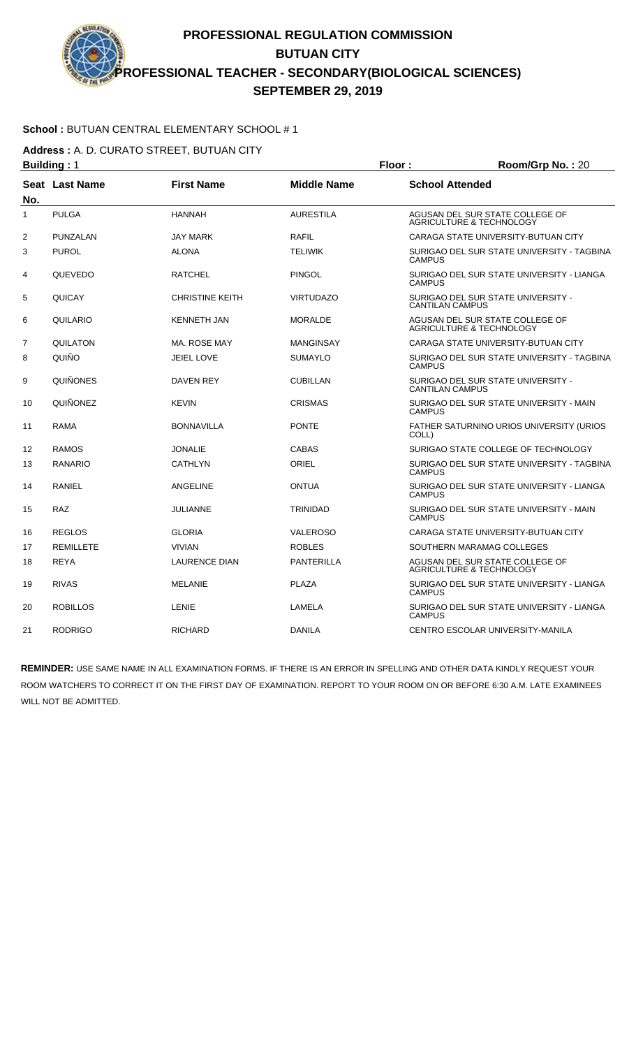# PROFESSIONAL REGULATION COMMISSION
## BUTUAN CITY
## PROFESSIONAL TEACHER - SECONDARY(BIOLOGICAL SCIENCES)
## SEPTEMBER 29, 2019

**School :** BUTUAN CENTRAL ELEMENTARY SCHOOL # 1

**Address :** A. D. CURATO STREET, BUTUAN CITY

**Building :** 1 **Floor :** **Room/Grp No. :** 20

| Seat No. | Last Name | First Name | Middle Name | School Attended |
|---|---|---|---|---|
| 1 | PULGA | HANNAH | AURESTILA | AGUSAN DEL SUR STATE COLLEGE OF AGRICULTURE & TECHNOLOGY |
| 2 | PUNZALAN | JAY MARK | RAFIL | CARAGA STATE UNIVERSITY-BUTUAN CITY |
| 3 | PUROL | ALONA | TELIWIK | SURIGAO DEL SUR STATE UNIVERSITY - TAGBINA CAMPUS |
| 4 | QUEVEDO | RATCHEL | PINGOL | SURIGAO DEL SUR STATE UNIVERSITY - LIANGA CAMPUS |
| 5 | QUICAY | CHRISTINE KEITH | VIRTUDAZO | SURIGAO DEL SUR STATE UNIVERSITY - CANTILAN CAMPUS |
| 6 | QUILARIO | KENNETH JAN | MORALDE | AGUSAN DEL SUR STATE COLLEGE OF AGRICULTURE & TECHNOLOGY |
| 7 | QUILATON | MA. ROSE MAY | MANGINSAY | CARAGA STATE UNIVERSITY-BUTUAN CITY |
| 8 | QUIÑO | JEIEL LOVE | SUMAYLO | SURIGAO DEL SUR STATE UNIVERSITY - TAGBINA CAMPUS |
| 9 | QUIÑONES | DAVEN REY | CUBILLAN | SURIGAO DEL SUR STATE UNIVERSITY - CANTILAN CAMPUS |
| 10 | QUIÑONEZ | KEVIN | CRISMAS | SURIGAO DEL SUR STATE UNIVERSITY - MAIN CAMPUS |
| 11 | RAMA | BONNAVILLA | PONTE | FATHER SATURNINO URIOS UNIVERSITY (URIOS COLL) |
| 12 | RAMOS | JONALIE | CABAS | SURIGAO STATE COLLEGE OF TECHNOLOGY |
| 13 | RANARIO | CATHLYN | ORIEL | SURIGAO DEL SUR STATE UNIVERSITY - TAGBINA CAMPUS |
| 14 | RANIEL | ANGELINE | ONTUA | SURIGAO DEL SUR STATE UNIVERSITY - LIANGA CAMPUS |
| 15 | RAZ | JULIANNE | TRINIDAD | SURIGAO DEL SUR STATE UNIVERSITY - MAIN CAMPUS |
| 16 | REGLOS | GLORIA | VALEROSO | CARAGA STATE UNIVERSITY-BUTUAN CITY |
| 17 | REMILLETE | VIVIAN | ROBLES | SOUTHERN MARAMAG COLLEGES |
| 18 | REYA | LAURENCE DIAN | PANTERILLA | AGUSAN DEL SUR STATE COLLEGE OF AGRICULTURE & TECHNOLOGY |
| 19 | RIVAS | MELANIE | PLAZA | SURIGAO DEL SUR STATE UNIVERSITY - LIANGA CAMPUS |
| 20 | ROBILLOS | LENIE | LAMELA | SURIGAO DEL SUR STATE UNIVERSITY - LIANGA CAMPUS |
| 21 | RODRIGO | RICHARD | DANILA | CENTRO ESCOLAR UNIVERSITY-MANILA |

**REMINDER:** USE SAME NAME IN ALL EXAMINATION FORMS. IF THERE IS AN ERROR IN SPELLING AND OTHER DATA KINDLY REQUEST YOUR ROOM WATCHERS TO CORRECT IT ON THE FIRST DAY OF EXAMINATION. REPORT TO YOUR ROOM ON OR BEFORE 6:30 A.M. LATE EXAMINEES WILL NOT BE ADMITTED.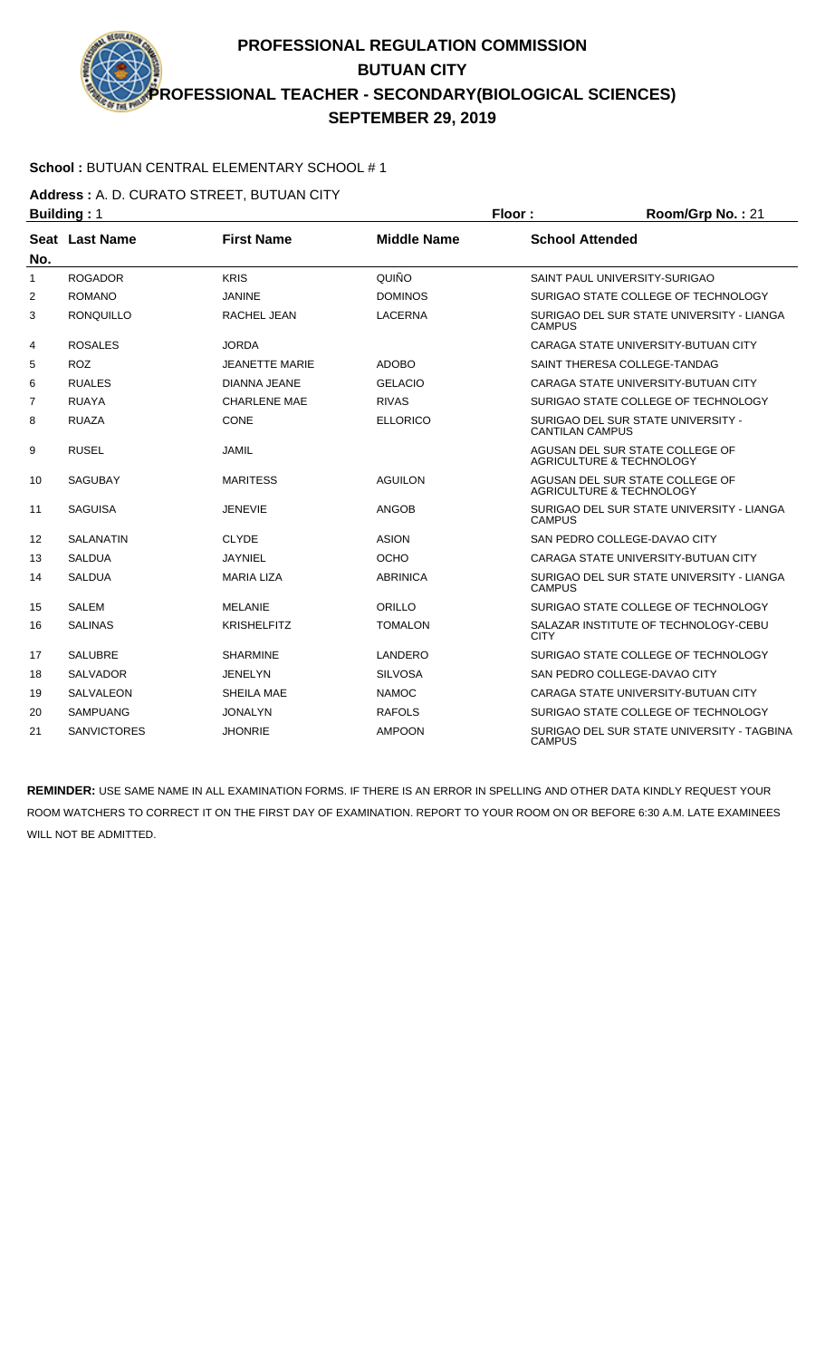# PROFESSIONAL REGULATION COMMISSION
## BUTUAN CITY
## PROFESSIONAL TEACHER - SECONDARY(BIOLOGICAL SCIENCES)
## SEPTEMBER 29, 2019

**School :** BUTUAN CENTRAL ELEMENTARY SCHOOL # 1

**Address :** A. D. CURATO STREET, BUTUAN CITY

**Building :** 1 **Floor :** **Room/Grp No. :** 21

| Seat No. | Last Name | First Name | Middle Name | School Attended |
|---|---|---|---|---|
| 1 | ROGADOR | KRIS | QUIÑO | SAINT PAUL UNIVERSITY-SURIGAO |
| 2 | ROMANO | JANINE | DOMINOS | SURIGAO STATE COLLEGE OF TECHNOLOGY |
| 3 | RONQUILLO | RACHEL JEAN | LACERNA | SURIGAO DEL SUR STATE UNIVERSITY - LIANGA CAMPUS |
| 4 | ROSALES | JORDA | | CARAGA STATE UNIVERSITY-BUTUAN CITY |
| 5 | ROZ | JEANETTE MARIE | ADOBO | SAINT THERESA COLLEGE-TANDAG |
| 6 | RUALES | DIANNA JEANE | GELACIO | CARAGA STATE UNIVERSITY-BUTUAN CITY |
| 7 | RUAYA | CHARLENE MAE | RIVAS | SURIGAO STATE COLLEGE OF TECHNOLOGY |
| 8 | RUAZA | CONE | ELLORICO | SURIGAO DEL SUR STATE UNIVERSITY - CANTILAN CAMPUS |
| 9 | RUSEL | JAMIL | | AGUSAN DEL SUR STATE COLLEGE OF AGRICULTURE & TECHNOLOGY |
| 10 | SAGUBAY | MARITESS | AGUILON | AGUSAN DEL SUR STATE COLLEGE OF AGRICULTURE & TECHNOLOGY |
| 11 | SAGUISA | JENEVIE | ANGOB | SURIGAO DEL SUR STATE UNIVERSITY - LIANGA CAMPUS |
| 12 | SALANATIN | CLYDE | ASION | SAN PEDRO COLLEGE-DAVAO CITY |
| 13 | SALDUA | JAYNIEL | OCHO | CARAGA STATE UNIVERSITY-BUTUAN CITY |
| 14 | SALDUA | MARIA LIZA | ABRINICA | SURIGAO DEL SUR STATE UNIVERSITY - LIANGA CAMPUS |
| 15 | SALEM | MELANIE | ORILLO | SURIGAO STATE COLLEGE OF TECHNOLOGY |
| 16 | SALINAS | KRISHELFITZ | TOMALON | SALAZAR INSTITUTE OF TECHNOLOGY-CEBU CITY |
| 17 | SALUBRE | SHARMINE | LANDERO | SURIGAO STATE COLLEGE OF TECHNOLOGY |
| 18 | SALVADOR | JENELYN | SILVOSA | SAN PEDRO COLLEGE-DAVAO CITY |
| 19 | SALVALEON | SHEILA MAE | NAMOC | CARAGA STATE UNIVERSITY-BUTUAN CITY |
| 20 | SAMPUANG | JONALYN | RAFOLS | SURIGAO STATE COLLEGE OF TECHNOLOGY |
| 21 | SANVICTORES | JHONRIE | AMPOON | SURIGAO DEL SUR STATE UNIVERSITY - TAGBINA CAMPUS |

**REMINDER:** USE SAME NAME IN ALL EXAMINATION FORMS. IF THERE IS AN ERROR IN SPELLING AND OTHER DATA KINDLY REQUEST YOUR ROOM WATCHERS TO CORRECT IT ON THE FIRST DAY OF EXAMINATION. REPORT TO YOUR ROOM ON OR BEFORE 6:30 A.M. LATE EXAMINEES WILL NOT BE ADMITTED.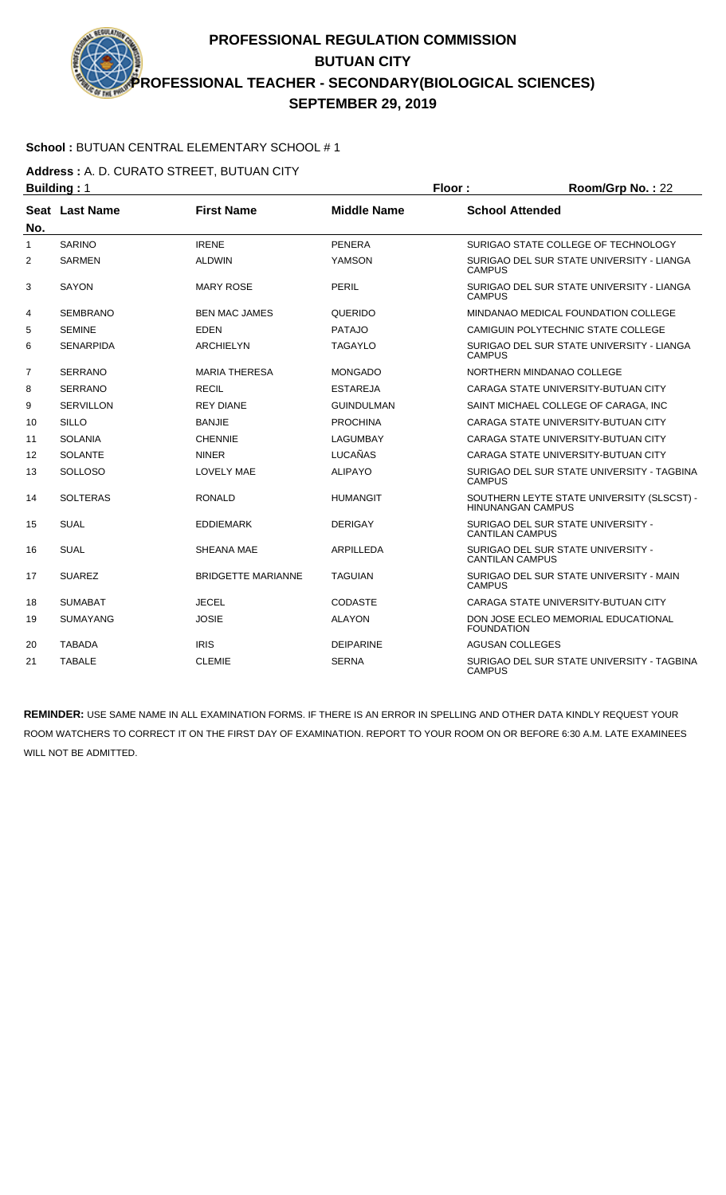# PROFESSIONAL REGULATION COMMISSION
## BUTUAN CITY
## PROFESSIONAL TEACHER - SECONDARY(BIOLOGICAL SCIENCES)
## SEPTEMBER 29, 2019

**School :** BUTUAN CENTRAL ELEMENTARY SCHOOL # 1

**Address :** A. D. CURATO STREET, BUTUAN CITY

**Building :** 1 **Floor :** **Room/Grp No. :** 22

| Seat No. | Last Name | First Name | Middle Name | School Attended |
|---|---|---|---|---|
| 1 | SARINO | IRENE | PENERA | SURIGAO STATE COLLEGE OF TECHNOLOGY |
| 2 | SARMEN | ALDWIN | YAMSON | SURIGAO DEL SUR STATE UNIVERSITY - LIANGA CAMPUS |
| 3 | SAYON | MARY ROSE | PERIL | SURIGAO DEL SUR STATE UNIVERSITY - LIANGA CAMPUS |
| 4 | SEMBRANO | BEN MAC JAMES | QUERIDO | MINDANAO MEDICAL FOUNDATION COLLEGE |
| 5 | SEMINE | EDEN | PATAJO | CAMIGUIN POLYTECHNIC STATE COLLEGE |
| 6 | SENARPIDA | ARCHIELYN | TAGAYLO | SURIGAO DEL SUR STATE UNIVERSITY - LIANGA CAMPUS |
| 7 | SERRANO | MARIA THERESA | MONGADO | NORTHERN MINDANAO COLLEGE |
| 8 | SERRANO | RECIL | ESTAREJA | CARAGA STATE UNIVERSITY-BUTUAN CITY |
| 9 | SERVILLON | REY DIANE | GUINDULMAN | SAINT MICHAEL COLLEGE OF CARAGA, INC |
| 10 | SILLO | BANJIE | PROCHINA | CARAGA STATE UNIVERSITY-BUTUAN CITY |
| 11 | SOLANIA | CHENNIE | LAGUMBAY | CARAGA STATE UNIVERSITY-BUTUAN CITY |
| 12 | SOLANTE | NINER | LUCAÑAS | CARAGA STATE UNIVERSITY-BUTUAN CITY |
| 13 | SOLLOSO | LOVELY MAE | ALIPAYO | SURIGAO DEL SUR STATE UNIVERSITY - TAGBINA CAMPUS |
| 14 | SOLTERAS | RONALD | HUMANGIT | SOUTHERN LEYTE STATE UNIVERSITY (SLSCST) - HINUNANGAN CAMPUS |
| 15 | SUAL | EDDIEMARK | DERIGAY | SURIGAO DEL SUR STATE UNIVERSITY - CANTILAN CAMPUS |
| 16 | SUAL | SHEANA MAE | ARPILLEDA | SURIGAO DEL SUR STATE UNIVERSITY - CANTILAN CAMPUS |
| 17 | SUAREZ | BRIDGETTE MARIANNE | TAGUIAN | SURIGAO DEL SUR STATE UNIVERSITY - MAIN CAMPUS |
| 18 | SUMABAT | JECEL | CODASTE | CARAGA STATE UNIVERSITY-BUTUAN CITY |
| 19 | SUMAYANG | JOSIE | ALAYON | DON JOSE ECLEO MEMORIAL EDUCATIONAL FOUNDATION |
| 20 | TABADA | IRIS | DEIPARINE | AGUSAN COLLEGES |
| 21 | TABALE | CLEMIE | SERNA | SURIGAO DEL SUR STATE UNIVERSITY - TAGBINA CAMPUS |

**REMINDER:** USE SAME NAME IN ALL EXAMINATION FORMS. IF THERE IS AN ERROR IN SPELLING AND OTHER DATA KINDLY REQUEST YOUR ROOM WATCHERS TO CORRECT IT ON THE FIRST DAY OF EXAMINATION. REPORT TO YOUR ROOM ON OR BEFORE 6:30 A.M. LATE EXAMINEES WILL NOT BE ADMITTED.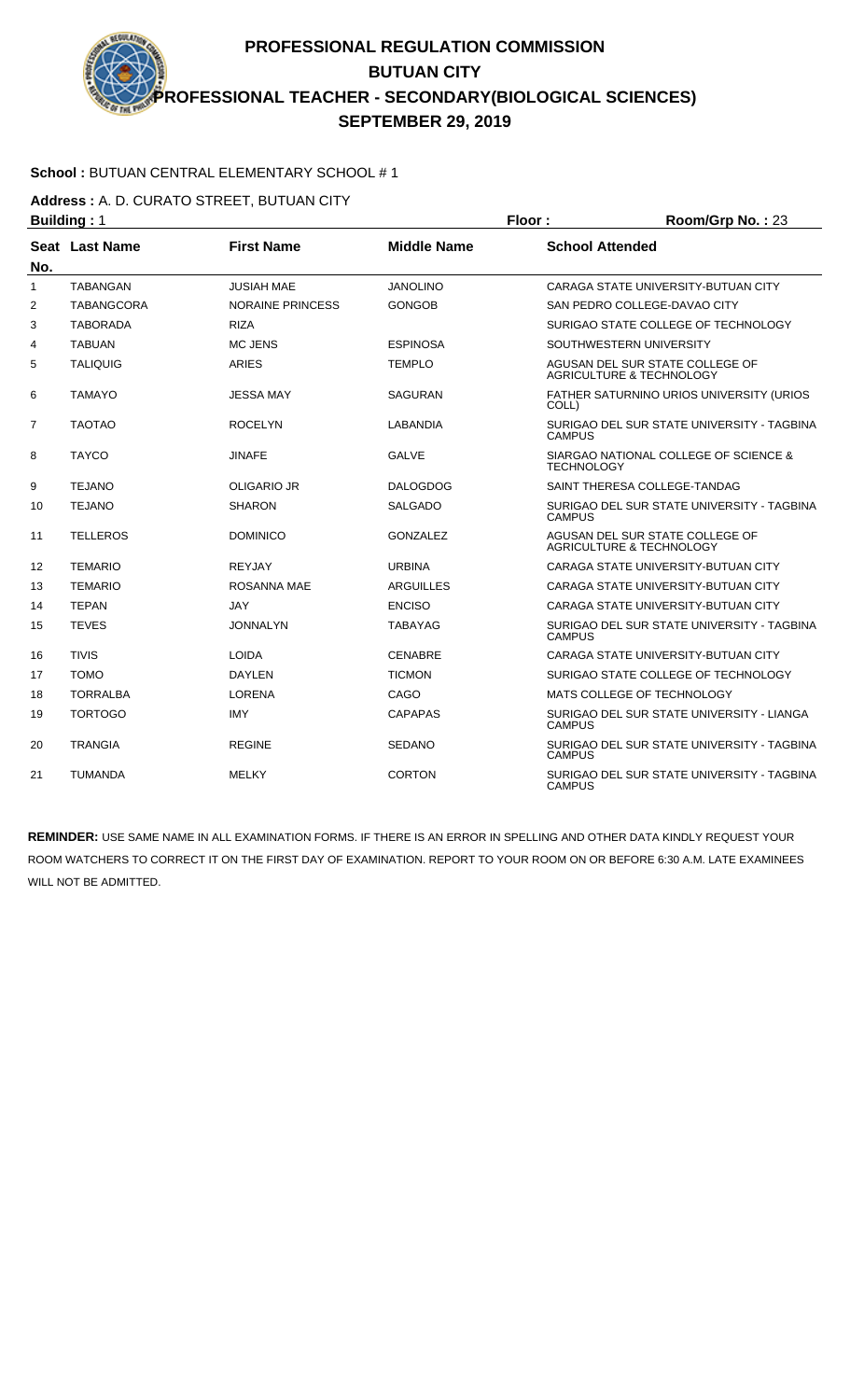# PROFESSIONAL REGULATION COMMISSION
## BUTUAN CITY
## PROFESSIONAL TEACHER - SECONDARY(BIOLOGICAL SCIENCES)
## SEPTEMBER 29, 2019

**School :** BUTUAN CENTRAL ELEMENTARY SCHOOL # 1

**Address :** A. D. CURATO STREET, BUTUAN CITY

**Building :** 1 **Floor :** **Room/Grp No. :** 23

| Seat No. | Last Name | First Name | Middle Name | School Attended |
|---|---|---|---|---|
| 1 | TABANGAN | JUSIAH MAE | JANOLINO | CARAGA STATE UNIVERSITY-BUTUAN CITY |
| 2 | TABANGCORA | NORAINE PRINCESS | GONGOB | SAN PEDRO COLLEGE-DAVAO CITY |
| 3 | TABORADA | RIZA | | SURIGAO STATE COLLEGE OF TECHNOLOGY |
| 4 | TABUAN | MC JENS | ESPINOSA | SOUTHWESTERN UNIVERSITY |
| 5 | TALIQUIG | ARIES | TEMPLO | AGUSAN DEL SUR STATE COLLEGE OF AGRICULTURE & TECHNOLOGY |
| 6 | TAMAYO | JESSA MAY | SAGURAN | FATHER SATURNINO URIOS UNIVERSITY (URIOS COLL) |
| 7 | TAOTAO | ROCELYN | LABANDIA | SURIGAO DEL SUR STATE UNIVERSITY - TAGBINA CAMPUS |
| 8 | TAYCO | JINAFE | GALVE | SIARGAO NATIONAL COLLEGE OF SCIENCE & TECHNOLOGY |
| 9 | TEJANO | OLIGARIO JR | DALOGDOG | SAINT THERESA COLLEGE-TANDAG |
| 10 | TEJANO | SHARON | SALGADO | SURIGAO DEL SUR STATE UNIVERSITY - TAGBINA CAMPUS |
| 11 | TELLEROS | DOMINICO | GONZALEZ | AGUSAN DEL SUR STATE COLLEGE OF AGRICULTURE & TECHNOLOGY |
| 12 | TEMARIO | REYJAY | URBINA | CARAGA STATE UNIVERSITY-BUTUAN CITY |
| 13 | TEMARIO | ROSANNA MAE | ARGUILLES | CARAGA STATE UNIVERSITY-BUTUAN CITY |
| 14 | TEPAN | JAY | ENCISO | CARAGA STATE UNIVERSITY-BUTUAN CITY |
| 15 | TEVES | JONNALYN | TABAYAG | SURIGAO DEL SUR STATE UNIVERSITY - TAGBINA CAMPUS |
| 16 | TIVIS | LOIDA | CENABRE | CARAGA STATE UNIVERSITY-BUTUAN CITY |
| 17 | TOMO | DAYLEN | TICMON | SURIGAO STATE COLLEGE OF TECHNOLOGY |
| 18 | TORRALBA | LORENA | CAGO | MATS COLLEGE OF TECHNOLOGY |
| 19 | TORTOGO | IMY | CAPAPAS | SURIGAO DEL SUR STATE UNIVERSITY - LIANGA CAMPUS |
| 20 | TRANGIA | REGINE | SEDANO | SURIGAO DEL SUR STATE UNIVERSITY - TAGBINA CAMPUS |
| 21 | TUMANDA | MELKY | CORTON | SURIGAO DEL SUR STATE UNIVERSITY - TAGBINA CAMPUS |

**REMINDER:** USE SAME NAME IN ALL EXAMINATION FORMS. IF THERE IS AN ERROR IN SPELLING AND OTHER DATA KINDLY REQUEST YOUR ROOM WATCHERS TO CORRECT IT ON THE FIRST DAY OF EXAMINATION. REPORT TO YOUR ROOM ON OR BEFORE 6:30 A.M. LATE EXAMINEES WILL NOT BE ADMITTED.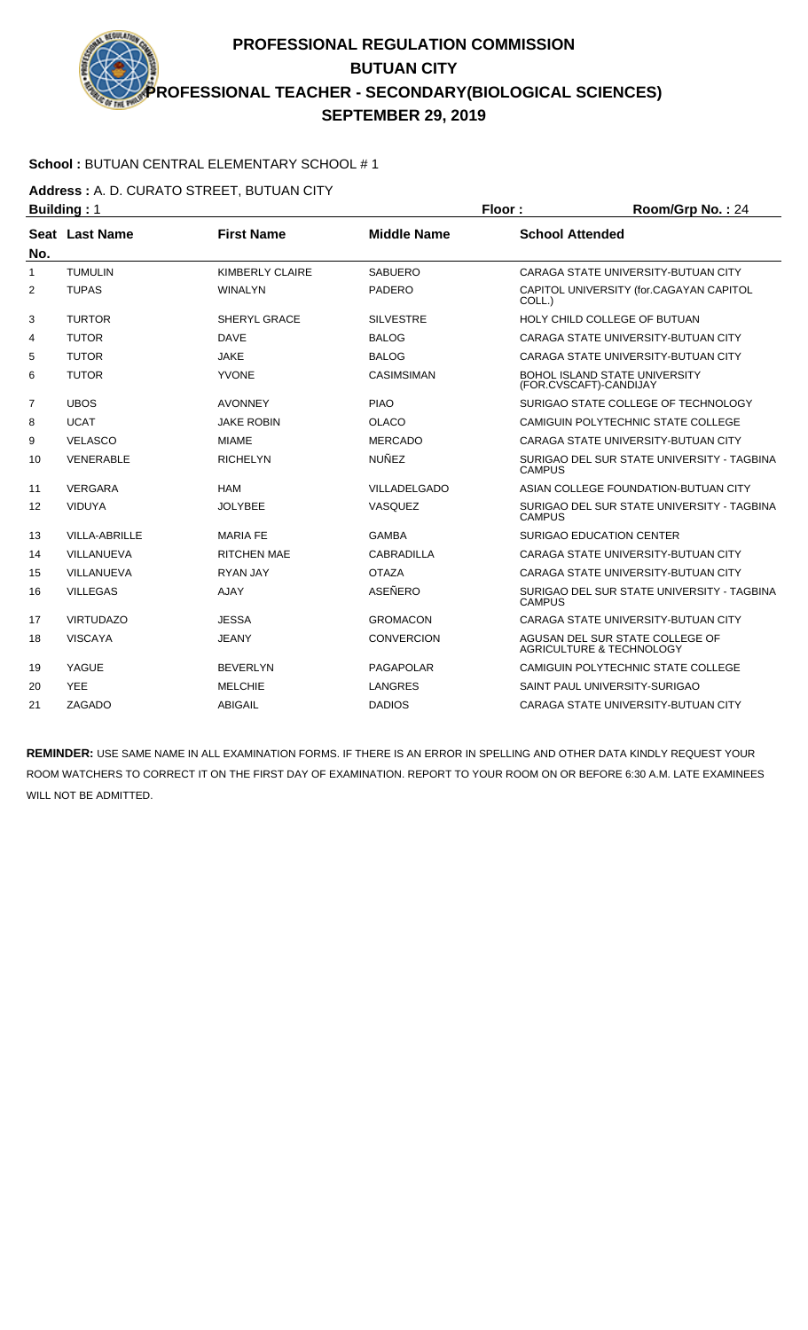# PROFESSIONAL REGULATION COMMISSION
## BUTUAN CITY
## PROFESSIONAL TEACHER - SECONDARY(BIOLOGICAL SCIENCES)
## SEPTEMBER 29, 2019

**School :** BUTUAN CENTRAL ELEMENTARY SCHOOL # 1

**Address :** A. D. CURATO STREET, BUTUAN CITY

**Building :** 1 **Floor :** **Room/Grp No. :** 24

| Seat No. | Last Name | First Name | Middle Name | School Attended |
|---|---|---|---|---|
| 1 | TUMULIN | KIMBERLY CLAIRE | SABUERO | CARAGA STATE UNIVERSITY-BUTUAN CITY |
| 2 | TUPAS | WINALYN | PADERO | CAPITOL UNIVERSITY (for.CAGAYAN CAPITOL COLL.) |
| 3 | TURTOR | SHERYL GRACE | SILVESTRE | HOLY CHILD COLLEGE OF BUTUAN |
| 4 | TUTOR | DAVE | BALOG | CARAGA STATE UNIVERSITY-BUTUAN CITY |
| 5 | TUTOR | JAKE | BALOG | CARAGA STATE UNIVERSITY-BUTUAN CITY |
| 6 | TUTOR | YVONE | CASIMSIMAN | BOHOL ISLAND STATE UNIVERSITY (FOR.CVSCAFT)-CANDIJAY |
| 7 | UBOS | AVONNEY | PIAO | SURIGAO STATE COLLEGE OF TECHNOLOGY |
| 8 | UCAT | JAKE ROBIN | OLACO | CAMIGUIN POLYTECHNIC STATE COLLEGE |
| 9 | VELASCO | MIAME | MERCADO | CARAGA STATE UNIVERSITY-BUTUAN CITY |
| 10 | VENERABLE | RICHELYN | NUÑEZ | SURIGAO DEL SUR STATE UNIVERSITY - TAGBINA CAMPUS |
| 11 | VERGARA | HAM | VILLADELGADO | ASIAN COLLEGE FOUNDATION-BUTUAN CITY |
| 12 | VIDUYA | JOLYBEE | VASQUEZ | SURIGAO DEL SUR STATE UNIVERSITY - TAGBINA CAMPUS |
| 13 | VILLA-ABRILLE | MARIA FE | GAMBA | SURIGAO EDUCATION CENTER |
| 14 | VILLANUEVA | RITCHEN MAE | CABRADILLA | CARAGA STATE UNIVERSITY-BUTUAN CITY |
| 15 | VILLANUEVA | RYAN JAY | OTAZA | CARAGA STATE UNIVERSITY-BUTUAN CITY |
| 16 | VILLEGAS | AJAY | ASEÑERO | SURIGAO DEL SUR STATE UNIVERSITY - TAGBINA CAMPUS |
| 17 | VIRTUDAZO | JESSA | GROMACON | CARAGA STATE UNIVERSITY-BUTUAN CITY |
| 18 | VISCAYA | JEANY | CONVERCION | AGUSAN DEL SUR STATE COLLEGE OF AGRICULTURE & TECHNOLOGY |
| 19 | YAGUE | BEVERLYN | PAGAPOLAR | CAMIGUIN POLYTECHNIC STATE COLLEGE |
| 20 | YEE | MELCHIE | LANGRES | SAINT PAUL UNIVERSITY-SURIGAO |
| 21 | ZAGADO | ABIGAIL | DADIOS | CARAGA STATE UNIVERSITY-BUTUAN CITY |

**REMINDER:** USE SAME NAME IN ALL EXAMINATION FORMS. IF THERE IS AN ERROR IN SPELLING AND OTHER DATA KINDLY REQUEST YOUR ROOM WATCHERS TO CORRECT IT ON THE FIRST DAY OF EXAMINATION. REPORT TO YOUR ROOM ON OR BEFORE 6:30 A.M. LATE EXAMINEES WILL NOT BE ADMITTED.